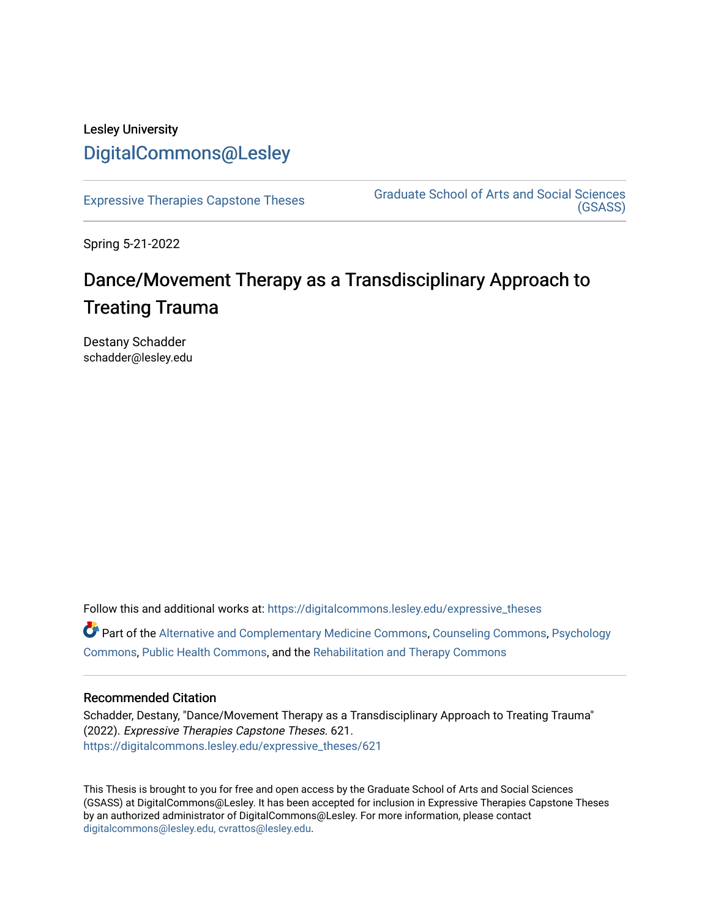Lesley University

DigitalCommons@Lesley

Expressive Therapies Capstone Theses

Graduate School of Arts and Social Sciences (GSASS)

Spring 5-21-2022

# Dance/Movement Therapy as a Transdisciplinary Approach to Treating Trauma

Destany Schadder
schadder@lesley.edu

Follow this and additional works at: https://digitalcommons.lesley.edu/expressive_theses

Part of the Alternative and Complementary Medicine Commons, Counseling Commons, Psychology Commons, Public Health Commons, and the Rehabilitation and Therapy Commons

## Recommended Citation

Schadder, Destany, "Dance/Movement Therapy as a Transdisciplinary Approach to Treating Trauma" (2022). *Expressive Therapies Capstone Theses*. 621.
https://digitalcommons.lesley.edu/expressive_theses/621

This Thesis is brought to you for free and open access by the Graduate School of Arts and Social Sciences (GSASS) at DigitalCommons@Lesley. It has been accepted for inclusion in Expressive Therapies Capstone Theses by an authorized administrator of DigitalCommons@Lesley. For more information, please contact digitalcommons@lesley.edu, cvrattos@lesley.edu.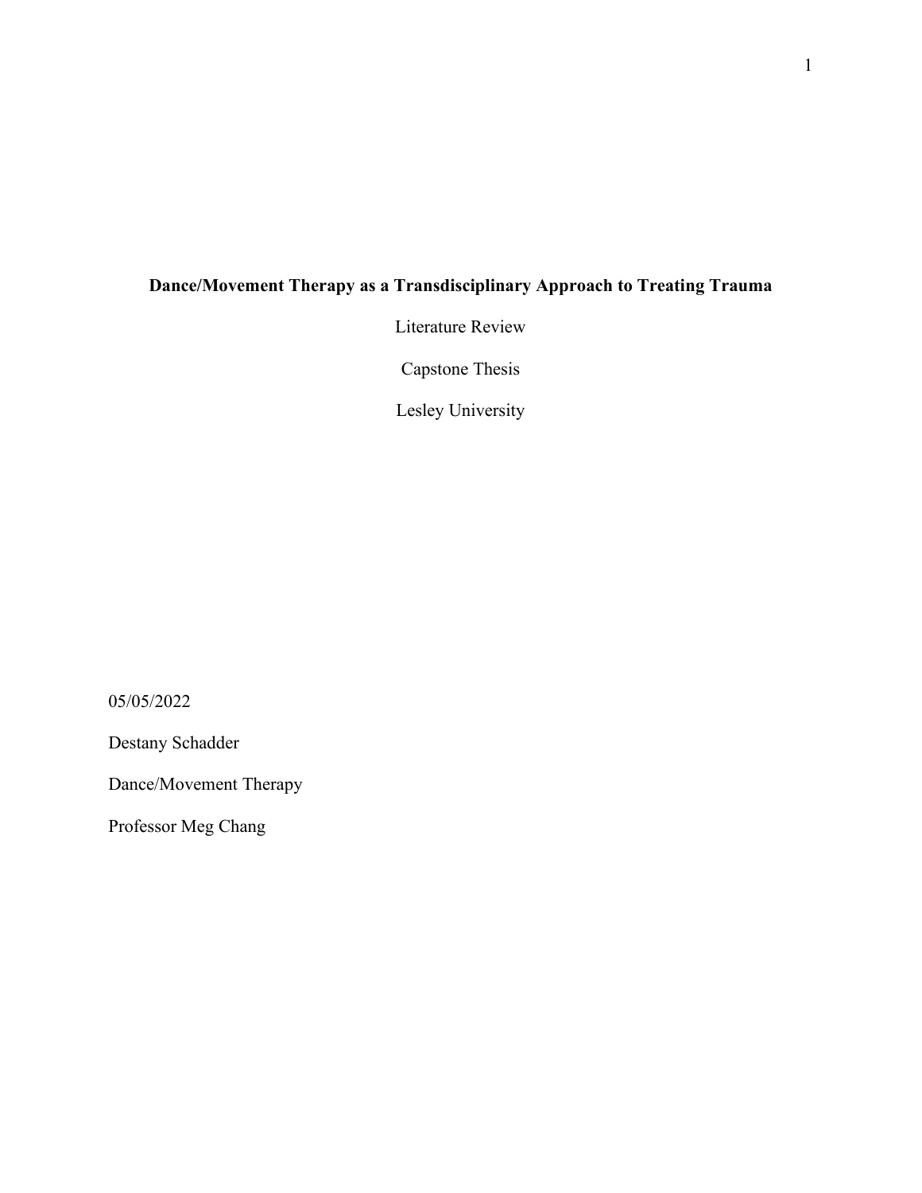**Dance/Movement Therapy as a Transdisciplinary Approach to Treating Trauma**

Literature Review

Capstone Thesis

Lesley University

05/05/2022

Destany Schadder

Dance/Movement Therapy

Professor Meg Chang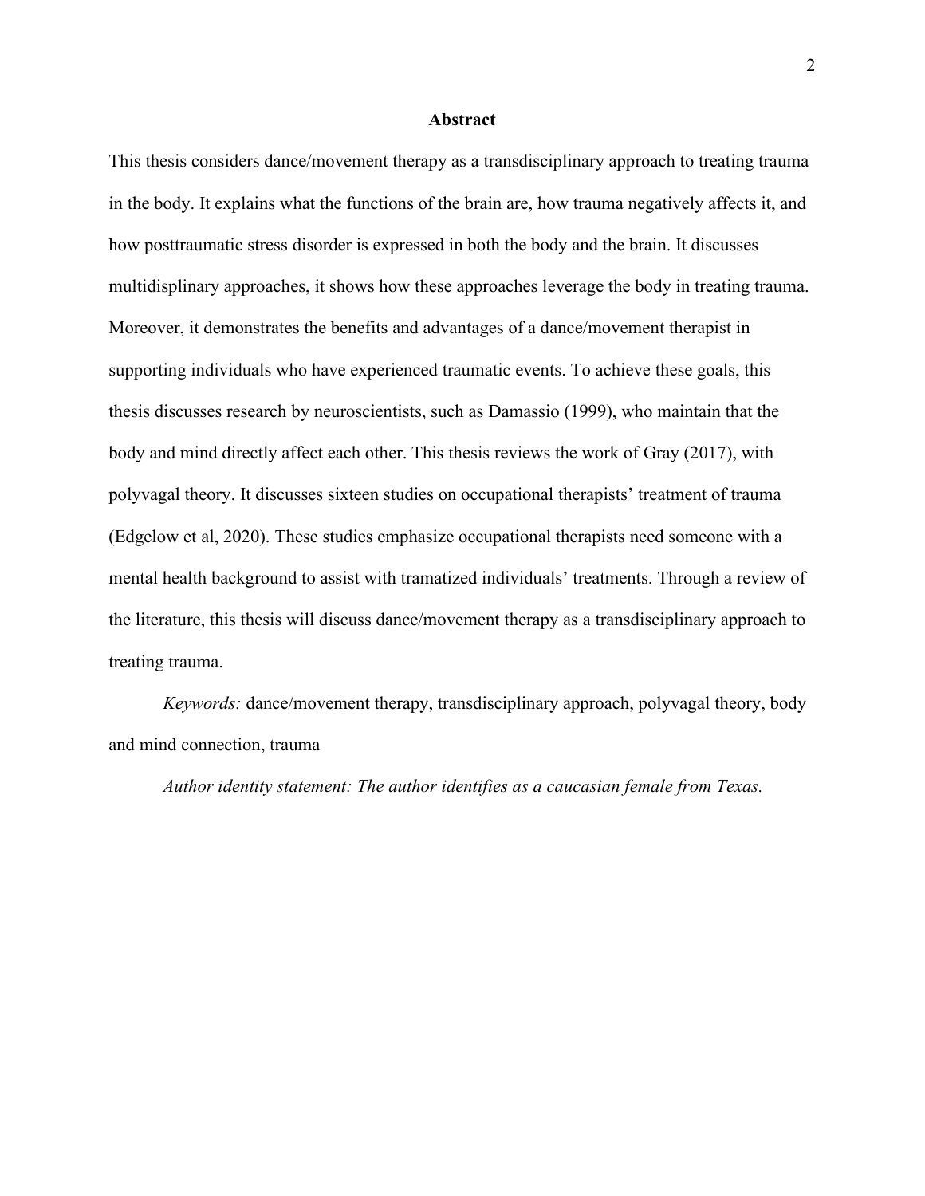## Abstract

This thesis considers dance/movement therapy as a transdisciplinary approach to treating trauma in the body. It explains what the functions of the brain are, how trauma negatively affects it, and how posttraumatic stress disorder is expressed in both the body and the brain. It discusses multidisplinary approaches, it shows how these approaches leverage the body in treating trauma. Moreover, it demonstrates the benefits and advantages of a dance/movement therapist in supporting individuals who have experienced traumatic events. To achieve these goals, this thesis discusses research by neuroscientists, such as Damassio (1999), who maintain that the body and mind directly affect each other. This thesis reviews the work of Gray (2017), with polyvagal theory. It discusses sixteen studies on occupational therapists' treatment of trauma (Edgelow et al, 2020). These studies emphasize occupational therapists need someone with a mental health background to assist with tramatized individuals' treatments. Through a review of the literature, this thesis will discuss dance/movement therapy as a transdisciplinary approach to treating trauma.

*Keywords:* dance/movement therapy, transdisciplinary approach, polyvagal theory, body and mind connection, trauma

*Author identity statement: The author identifies as a caucasian female from Texas.*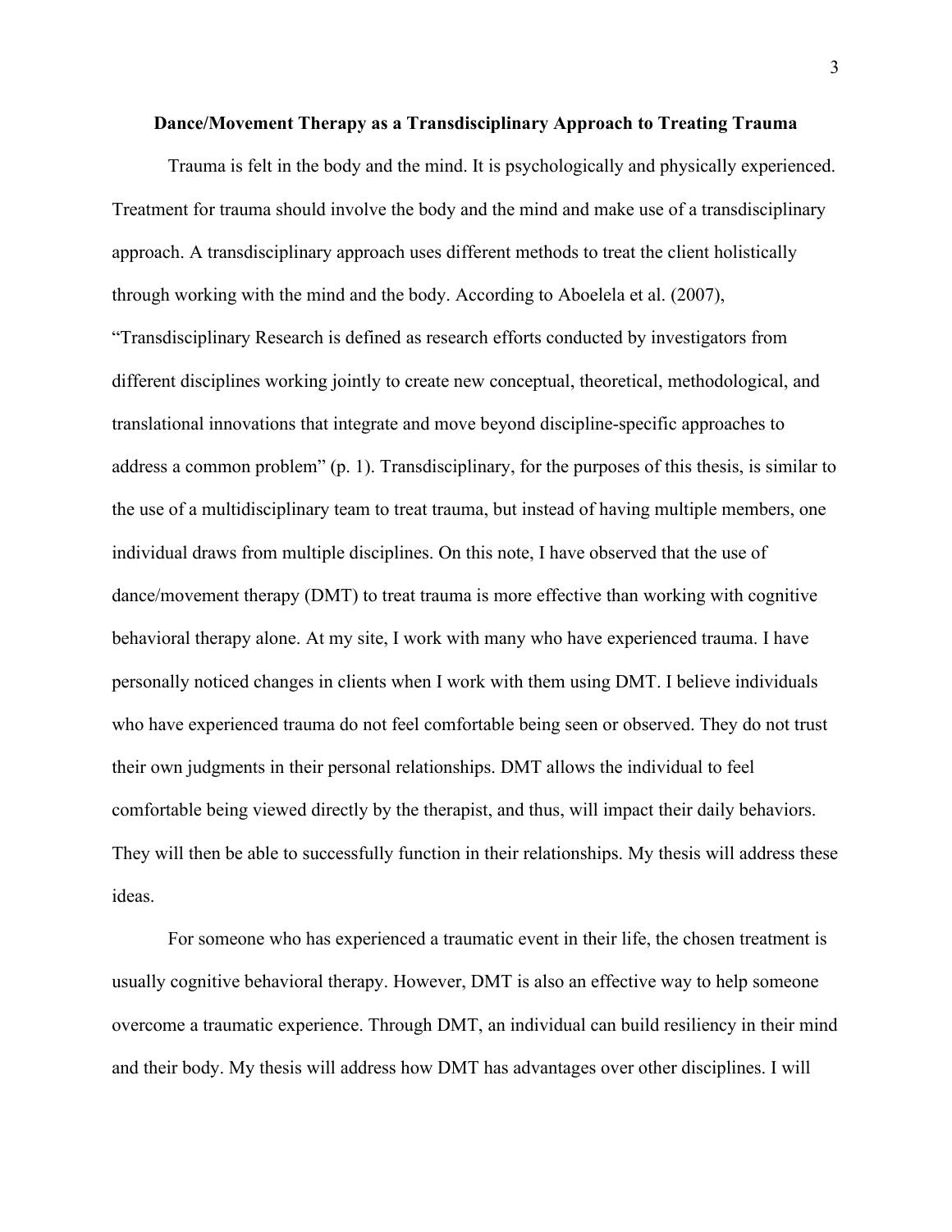# Dance/Movement Therapy as a Transdisciplinary Approach to Treating Trauma

Trauma is felt in the body and the mind. It is psychologically and physically experienced. Treatment for trauma should involve the body and the mind and make use of a transdisciplinary approach. A transdisciplinary approach uses different methods to treat the client holistically through working with the mind and the body. According to Aboelela et al. (2007), "Transdisciplinary Research is defined as research efforts conducted by investigators from different disciplines working jointly to create new conceptual, theoretical, methodological, and translational innovations that integrate and move beyond discipline-specific approaches to address a common problem" (p. 1). Transdisciplinary, for the purposes of this thesis, is similar to the use of a multidisciplinary team to treat trauma, but instead of having multiple members, one individual draws from multiple disciplines. On this note, I have observed that the use of dance/movement therapy (DMT) to treat trauma is more effective than working with cognitive behavioral therapy alone. At my site, I work with many who have experienced trauma. I have personally noticed changes in clients when I work with them using DMT. I believe individuals who have experienced trauma do not feel comfortable being seen or observed. They do not trust their own judgments in their personal relationships. DMT allows the individual to feel comfortable being viewed directly by the therapist, and thus, will impact their daily behaviors. They will then be able to successfully function in their relationships. My thesis will address these ideas.

For someone who has experienced a traumatic event in their life, the chosen treatment is usually cognitive behavioral therapy. However, DMT is also an effective way to help someone overcome a traumatic experience. Through DMT, an individual can build resiliency in their mind and their body. My thesis will address how DMT has advantages over other disciplines. I will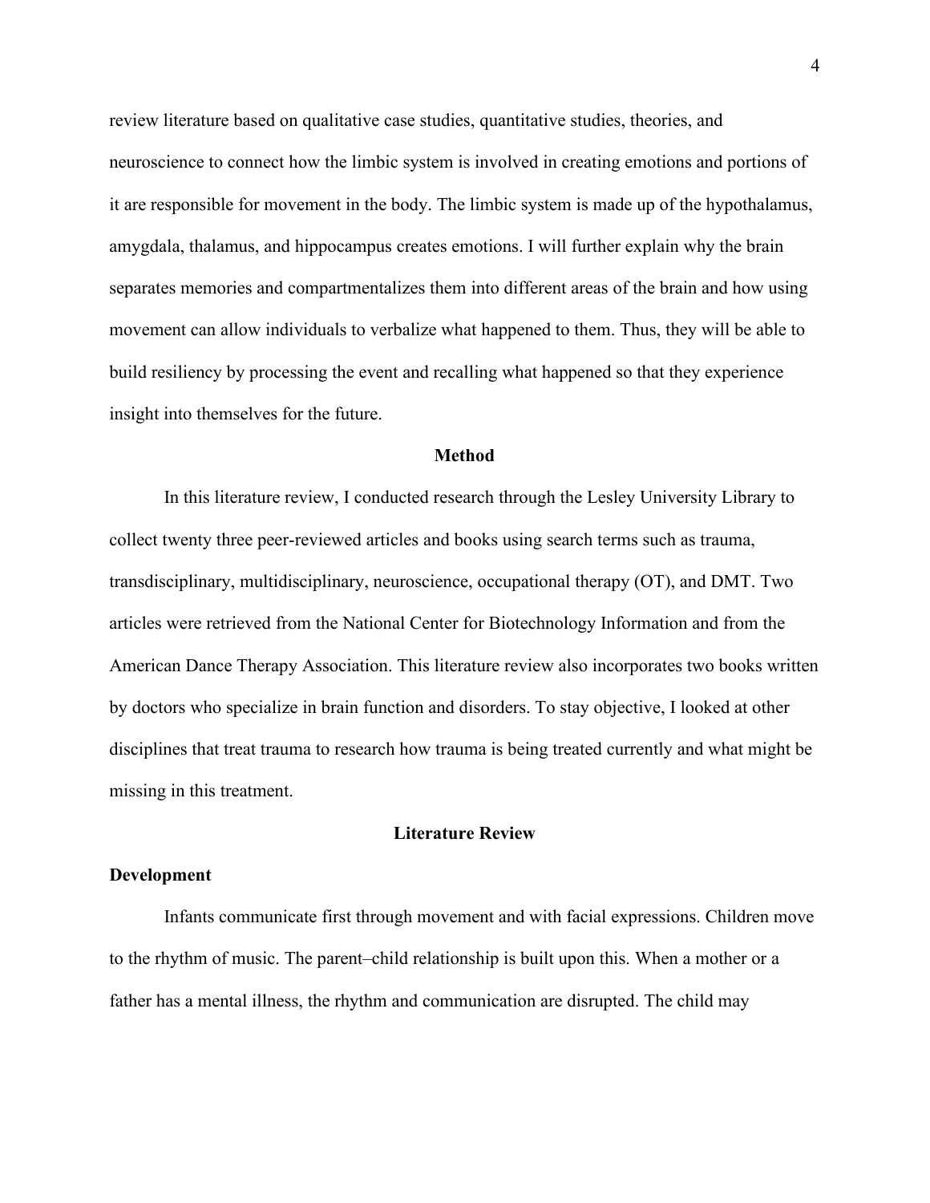review literature based on qualitative case studies, quantitative studies, theories, and neuroscience to connect how the limbic system is involved in creating emotions and portions of it are responsible for movement in the body. The limbic system is made up of the hypothalamus, amygdala, thalamus, and hippocampus creates emotions. I will further explain why the brain separates memories and compartmentalizes them into different areas of the brain and how using movement can allow individuals to verbalize what happened to them. Thus, they will be able to build resiliency by processing the event and recalling what happened so that they experience insight into themselves for the future.

## Method

In this literature review, I conducted research through the Lesley University Library to collect twenty three peer-reviewed articles and books using search terms such as trauma, transdisciplinary, multidisciplinary, neuroscience, occupational therapy (OT), and DMT. Two articles were retrieved from the National Center for Biotechnology Information and from the American Dance Therapy Association. This literature review also incorporates two books written by doctors who specialize in brain function and disorders. To stay objective, I looked at other disciplines that treat trauma to research how trauma is being treated currently and what might be missing in this treatment.

## Literature Review

### Development

Infants communicate first through movement and with facial expressions. Children move to the rhythm of music. The parent–child relationship is built upon this. When a mother or a father has a mental illness, the rhythm and communication are disrupted. The child may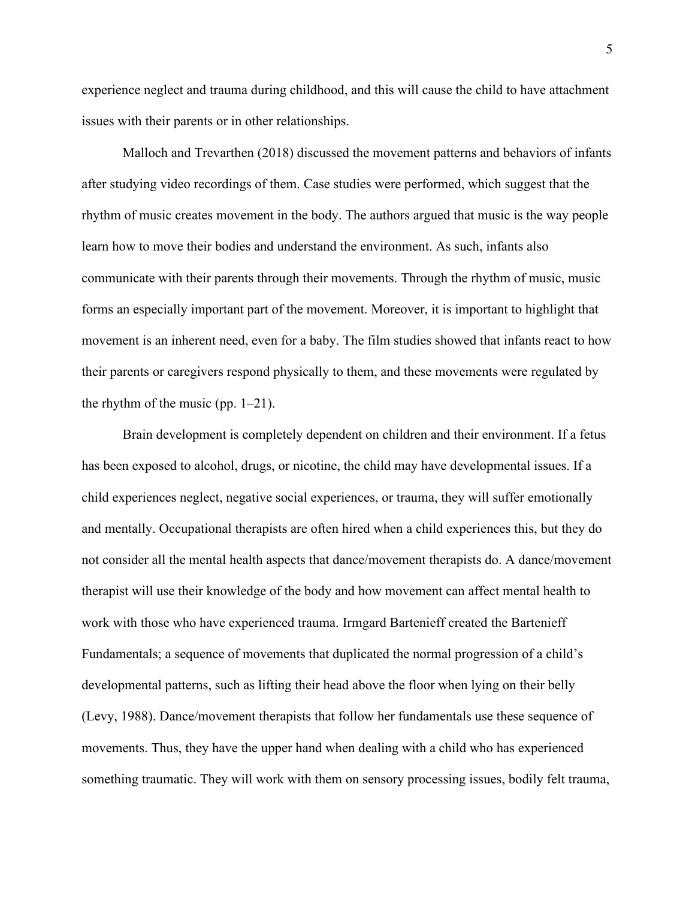experience neglect and trauma during childhood, and this will cause the child to have attachment issues with their parents or in other relationships.

Malloch and Trevarthen (2018) discussed the movement patterns and behaviors of infants after studying video recordings of them. Case studies were performed, which suggest that the rhythm of music creates movement in the body. The authors argued that music is the way people learn how to move their bodies and understand the environment. As such, infants also communicate with their parents through their movements. Through the rhythm of music, music forms an especially important part of the movement. Moreover, it is important to highlight that movement is an inherent need, even for a baby. The film studies showed that infants react to how their parents or caregivers respond physically to them, and these movements were regulated by the rhythm of the music (pp. 1–21).

Brain development is completely dependent on children and their environment. If a fetus has been exposed to alcohol, drugs, or nicotine, the child may have developmental issues. If a child experiences neglect, negative social experiences, or trauma, they will suffer emotionally and mentally. Occupational therapists are often hired when a child experiences this, but they do not consider all the mental health aspects that dance/movement therapists do. A dance/movement therapist will use their knowledge of the body and how movement can affect mental health to work with those who have experienced trauma. Irmgard Bartenieff created the Bartenieff Fundamentals; a sequence of movements that duplicated the normal progression of a child's developmental patterns, such as lifting their head above the floor when lying on their belly (Levy, 1988). Dance/movement therapists that follow her fundamentals use these sequence of movements. Thus, they have the upper hand when dealing with a child who has experienced something traumatic. They will work with them on sensory processing issues, bodily felt trauma,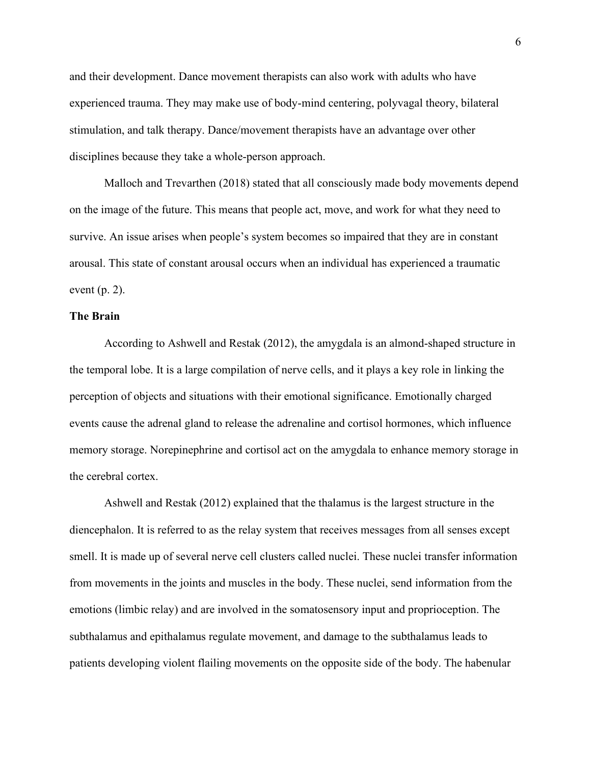and their development. Dance movement therapists can also work with adults who have experienced trauma. They may make use of body-mind centering, polyvagal theory, bilateral stimulation, and talk therapy. Dance/movement therapists have an advantage over other disciplines because they take a whole-person approach.

Malloch and Trevarthen (2018) stated that all consciously made body movements depend on the image of the future. This means that people act, move, and work for what they need to survive. An issue arises when people's system becomes so impaired that they are in constant arousal. This state of constant arousal occurs when an individual has experienced a traumatic event (p. 2).

**The Brain**

According to Ashwell and Restak (2012), the amygdala is an almond-shaped structure in the temporal lobe. It is a large compilation of nerve cells, and it plays a key role in linking the perception of objects and situations with their emotional significance. Emotionally charged events cause the adrenal gland to release the adrenaline and cortisol hormones, which influence memory storage. Norepinephrine and cortisol act on the amygdala to enhance memory storage in the cerebral cortex.

Ashwell and Restak (2012) explained that the thalamus is the largest structure in the diencephalon. It is referred to as the relay system that receives messages from all senses except smell. It is made up of several nerve cell clusters called nuclei. These nuclei transfer information from movements in the joints and muscles in the body. These nuclei, send information from the emotions (limbic relay) and are involved in the somatosensory input and proprioception. The subthalamus and epithalamus regulate movement, and damage to the subthalamus leads to patients developing violent flailing movements on the opposite side of the body. The habenular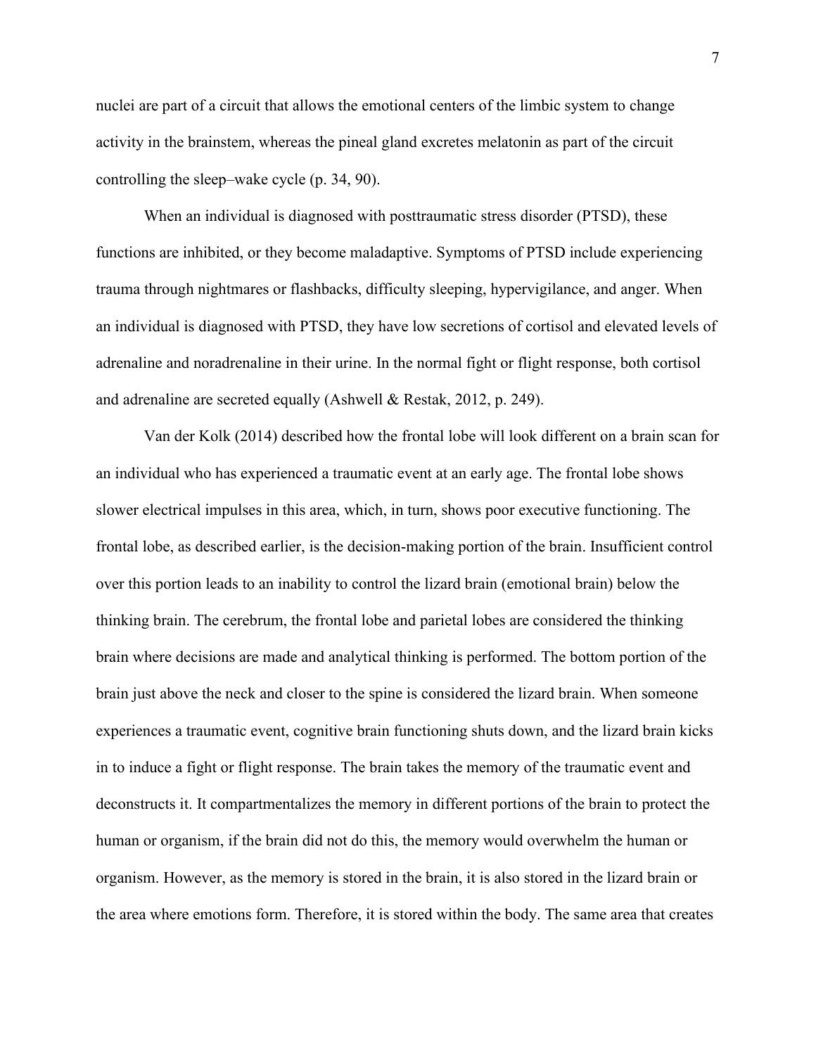nuclei are part of a circuit that allows the emotional centers of the limbic system to change activity in the brainstem, whereas the pineal gland excretes melatonin as part of the circuit controlling the sleep–wake cycle (p. 34, 90).

When an individual is diagnosed with posttraumatic stress disorder (PTSD), these functions are inhibited, or they become maladaptive. Symptoms of PTSD include experiencing trauma through nightmares or flashbacks, difficulty sleeping, hypervigilance, and anger. When an individual is diagnosed with PTSD, they have low secretions of cortisol and elevated levels of adrenaline and noradrenaline in their urine. In the normal fight or flight response, both cortisol and adrenaline are secreted equally (Ashwell & Restak, 2012, p. 249).

Van der Kolk (2014) described how the frontal lobe will look different on a brain scan for an individual who has experienced a traumatic event at an early age. The frontal lobe shows slower electrical impulses in this area, which, in turn, shows poor executive functioning. The frontal lobe, as described earlier, is the decision-making portion of the brain. Insufficient control over this portion leads to an inability to control the lizard brain (emotional brain) below the thinking brain. The cerebrum, the frontal lobe and parietal lobes are considered the thinking brain where decisions are made and analytical thinking is performed. The bottom portion of the brain just above the neck and closer to the spine is considered the lizard brain. When someone experiences a traumatic event, cognitive brain functioning shuts down, and the lizard brain kicks in to induce a fight or flight response. The brain takes the memory of the traumatic event and deconstructs it. It compartmentalizes the memory in different portions of the brain to protect the human or organism, if the brain did not do this, the memory would overwhelm the human or organism. However, as the memory is stored in the brain, it is also stored in the lizard brain or the area where emotions form. Therefore, it is stored within the body. The same area that creates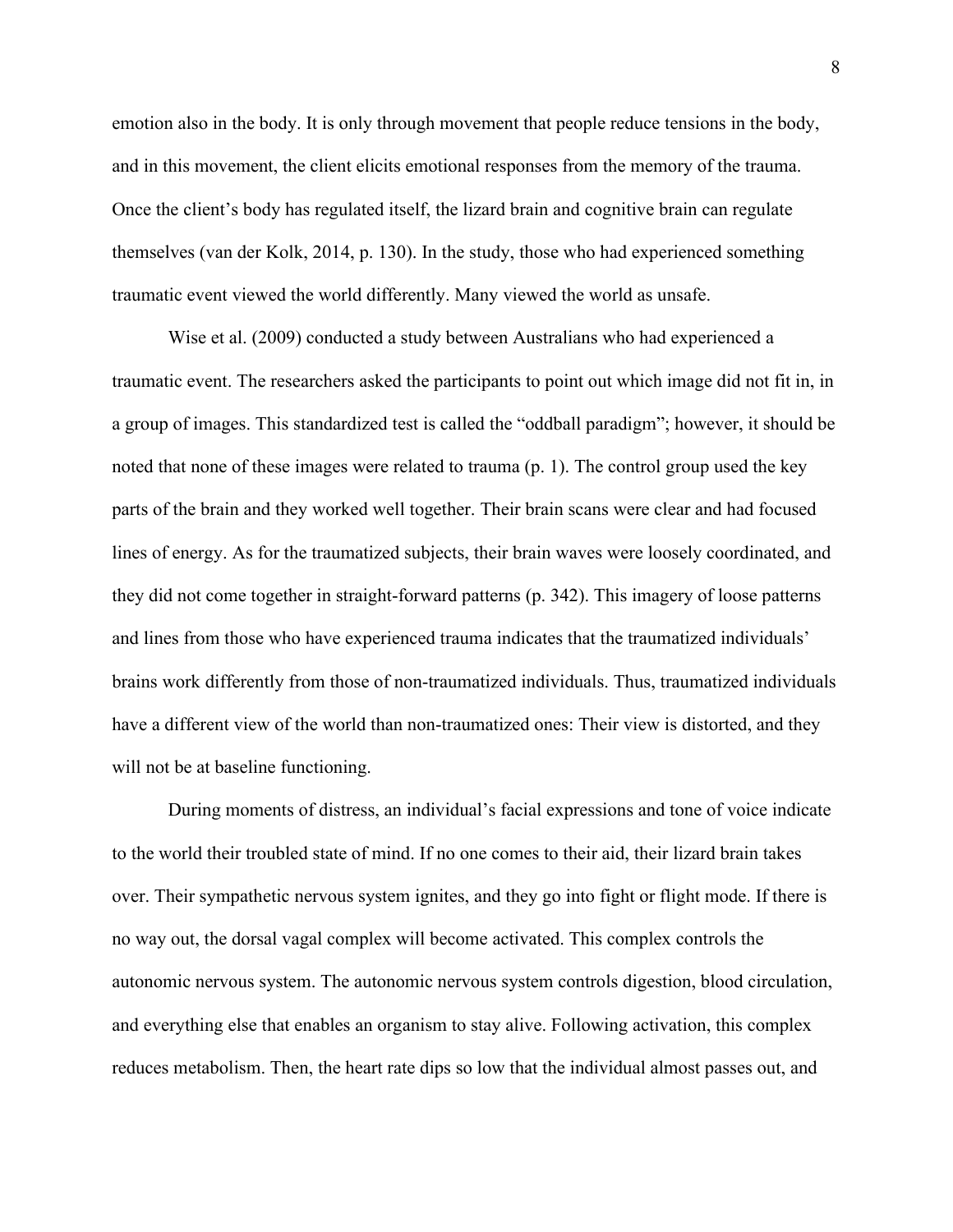emotion also in the body. It is only through movement that people reduce tensions in the body, and in this movement, the client elicits emotional responses from the memory of the trauma. Once the client's body has regulated itself, the lizard brain and cognitive brain can regulate themselves (van der Kolk, 2014, p. 130). In the study, those who had experienced something traumatic event viewed the world differently. Many viewed the world as unsafe.

Wise et al. (2009) conducted a study between Australians who had experienced a traumatic event. The researchers asked the participants to point out which image did not fit in, in a group of images. This standardized test is called the "oddball paradigm"; however, it should be noted that none of these images were related to trauma (p. 1). The control group used the key parts of the brain and they worked well together. Their brain scans were clear and had focused lines of energy. As for the traumatized subjects, their brain waves were loosely coordinated, and they did not come together in straight-forward patterns (p. 342). This imagery of loose patterns and lines from those who have experienced trauma indicates that the traumatized individuals' brains work differently from those of non-traumatized individuals. Thus, traumatized individuals have a different view of the world than non-traumatized ones: Their view is distorted, and they will not be at baseline functioning.

During moments of distress, an individual's facial expressions and tone of voice indicate to the world their troubled state of mind. If no one comes to their aid, their lizard brain takes over. Their sympathetic nervous system ignites, and they go into fight or flight mode. If there is no way out, the dorsal vagal complex will become activated. This complex controls the autonomic nervous system. The autonomic nervous system controls digestion, blood circulation, and everything else that enables an organism to stay alive. Following activation, this complex reduces metabolism. Then, the heart rate dips so low that the individual almost passes out, and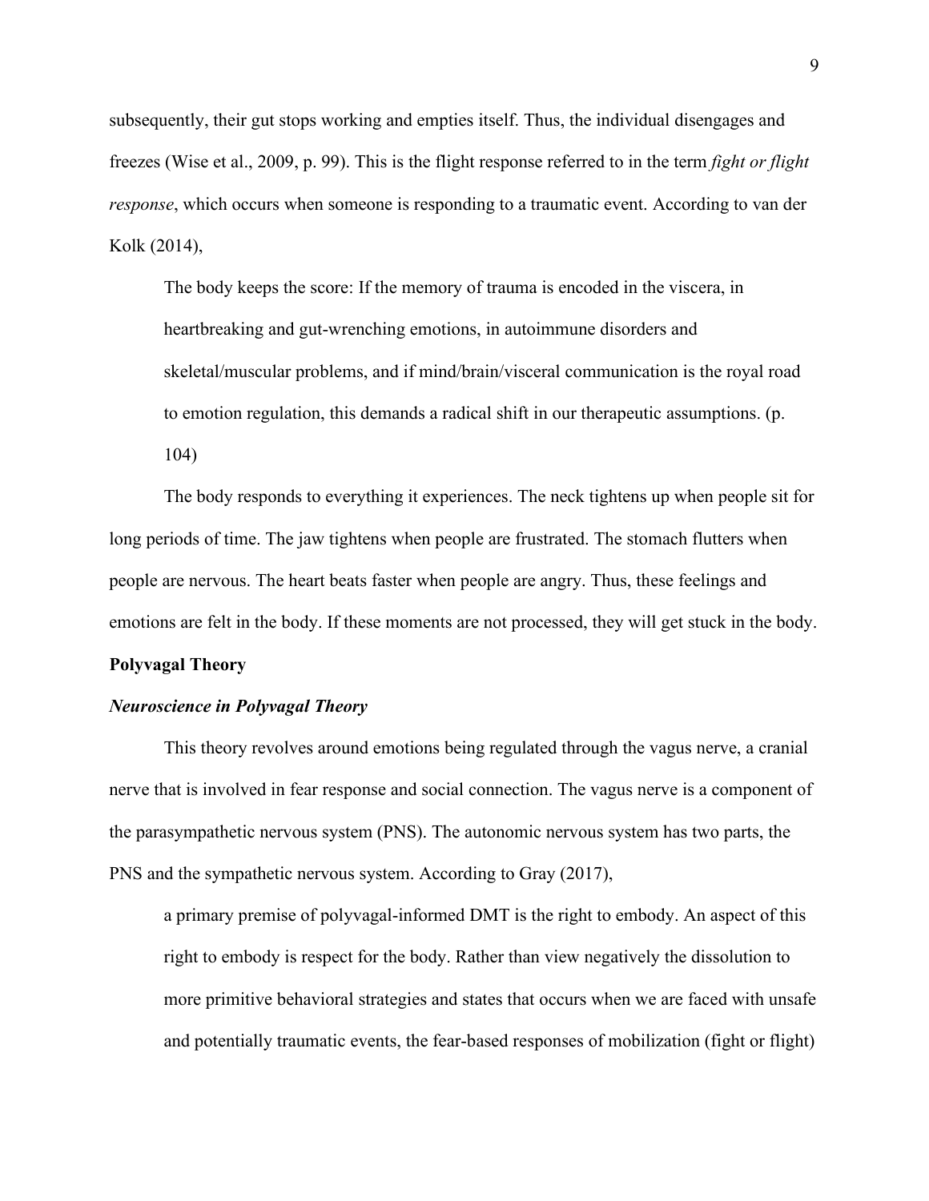subsequently, their gut stops working and empties itself. Thus, the individual disengages and freezes (Wise et al., 2009, p. 99). This is the flight response referred to in the term *fight or flight response*, which occurs when someone is responding to a traumatic event. According to van der Kolk (2014),

> The body keeps the score: If the memory of trauma is encoded in the viscera, in heartbreaking and gut-wrenching emotions, in autoimmune disorders and skeletal/muscular problems, and if mind/brain/visceral communication is the royal road to emotion regulation, this demands a radical shift in our therapeutic assumptions. (p. 104)

The body responds to everything it experiences. The neck tightens up when people sit for long periods of time. The jaw tightens when people are frustrated. The stomach flutters when people are nervous. The heart beats faster when people are angry. Thus, these feelings and emotions are felt in the body. If these moments are not processed, they will get stuck in the body.

## Polyvagal Theory

### *Neuroscience in Polyvagal Theory*

This theory revolves around emotions being regulated through the vagus nerve, a cranial nerve that is involved in fear response and social connection. The vagus nerve is a component of the parasympathetic nervous system (PNS). The autonomic nervous system has two parts, the PNS and the sympathetic nervous system. According to Gray (2017),

> a primary premise of polyvagal-informed DMT is the right to embody. An aspect of this right to embody is respect for the body. Rather than view negatively the dissolution to more primitive behavioral strategies and states that occurs when we are faced with unsafe and potentially traumatic events, the fear-based responses of mobilization (fight or flight)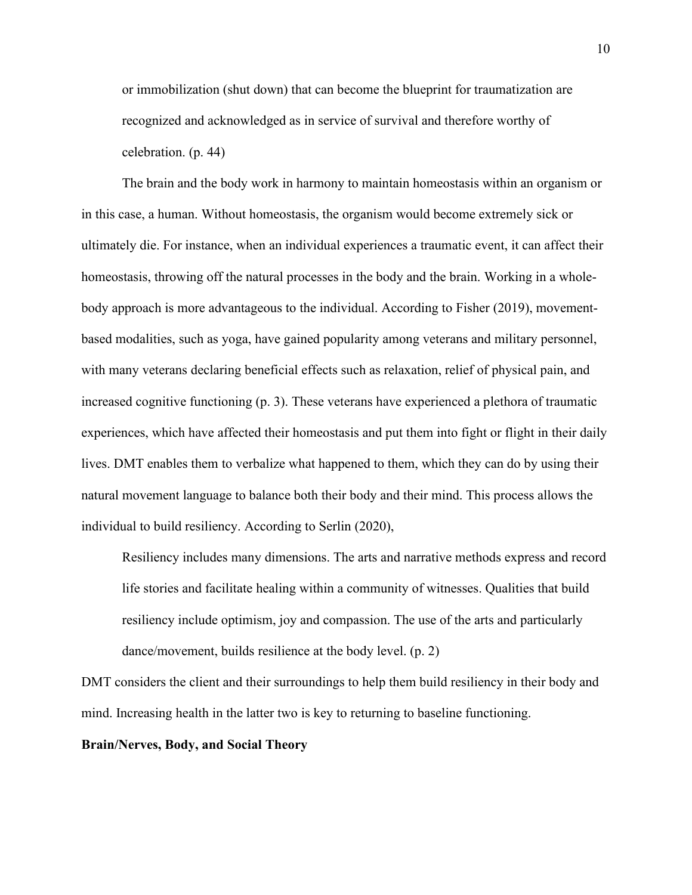> or immobilization (shut down) that can become the blueprint for traumatization are recognized and acknowledged as in service of survival and therefore worthy of celebration. (p. 44)

The brain and the body work in harmony to maintain homeostasis within an organism or in this case, a human. Without homeostasis, the organism would become extremely sick or ultimately die. For instance, when an individual experiences a traumatic event, it can affect their homeostasis, throwing off the natural processes in the body and the brain. Working in a whole-body approach is more advantageous to the individual. According to Fisher (2019), movement-based modalities, such as yoga, have gained popularity among veterans and military personnel, with many veterans declaring beneficial effects such as relaxation, relief of physical pain, and increased cognitive functioning (p. 3). These veterans have experienced a plethora of traumatic experiences, which have affected their homeostasis and put them into fight or flight in their daily lives. DMT enables them to verbalize what happened to them, which they can do by using their natural movement language to balance both their body and their mind. This process allows the individual to build resiliency. According to Serlin (2020),

> Resiliency includes many dimensions. The arts and narrative methods express and record life stories and facilitate healing within a community of witnesses. Qualities that build resiliency include optimism, joy and compassion. The use of the arts and particularly dance/movement, builds resilience at the body level. (p. 2)

DMT considers the client and their surroundings to help them build resiliency in their body and mind. Increasing health in the latter two is key to returning to baseline functioning.

**Brain/Nerves, Body, and Social Theory**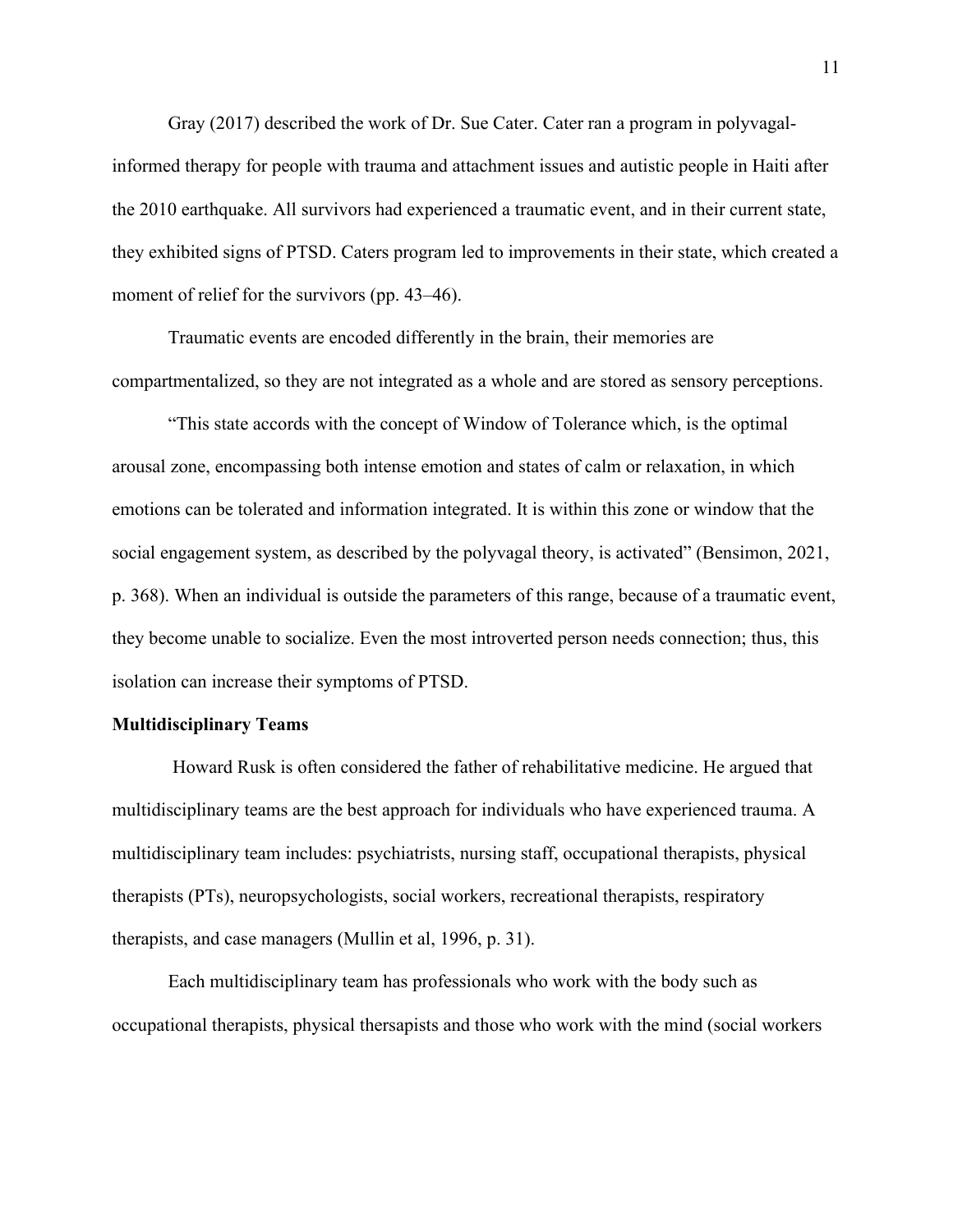Gray (2017) described the work of Dr. Sue Cater. Cater ran a program in polyvagal-informed therapy for people with trauma and attachment issues and autistic people in Haiti after the 2010 earthquake. All survivors had experienced a traumatic event, and in their current state, they exhibited signs of PTSD. Caters program led to improvements in their state, which created a moment of relief for the survivors (pp. 43–46).

Traumatic events are encoded differently in the brain, their memories are compartmentalized, so they are not integrated as a whole and are stored as sensory perceptions.

"This state accords with the concept of Window of Tolerance which, is the optimal arousal zone, encompassing both intense emotion and states of calm or relaxation, in which emotions can be tolerated and information integrated. It is within this zone or window that the social engagement system, as described by the polyvagal theory, is activated" (Bensimon, 2021, p. 368). When an individual is outside the parameters of this range, because of a traumatic event, they become unable to socialize. Even the most introverted person needs connection; thus, this isolation can increase their symptoms of PTSD.

**Multidisciplinary Teams**

Howard Rusk is often considered the father of rehabilitative medicine. He argued that multidisciplinary teams are the best approach for individuals who have experienced trauma. A multidisciplinary team includes: psychiatrists, nursing staff, occupational therapists, physical therapists (PTs), neuropsychologists, social workers, recreational therapists, respiratory therapists, and case managers (Mullin et al, 1996, p. 31).

Each multidisciplinary team has professionals who work with the body such as occupational therapists, physical thersapists and those who work with the mind (social workers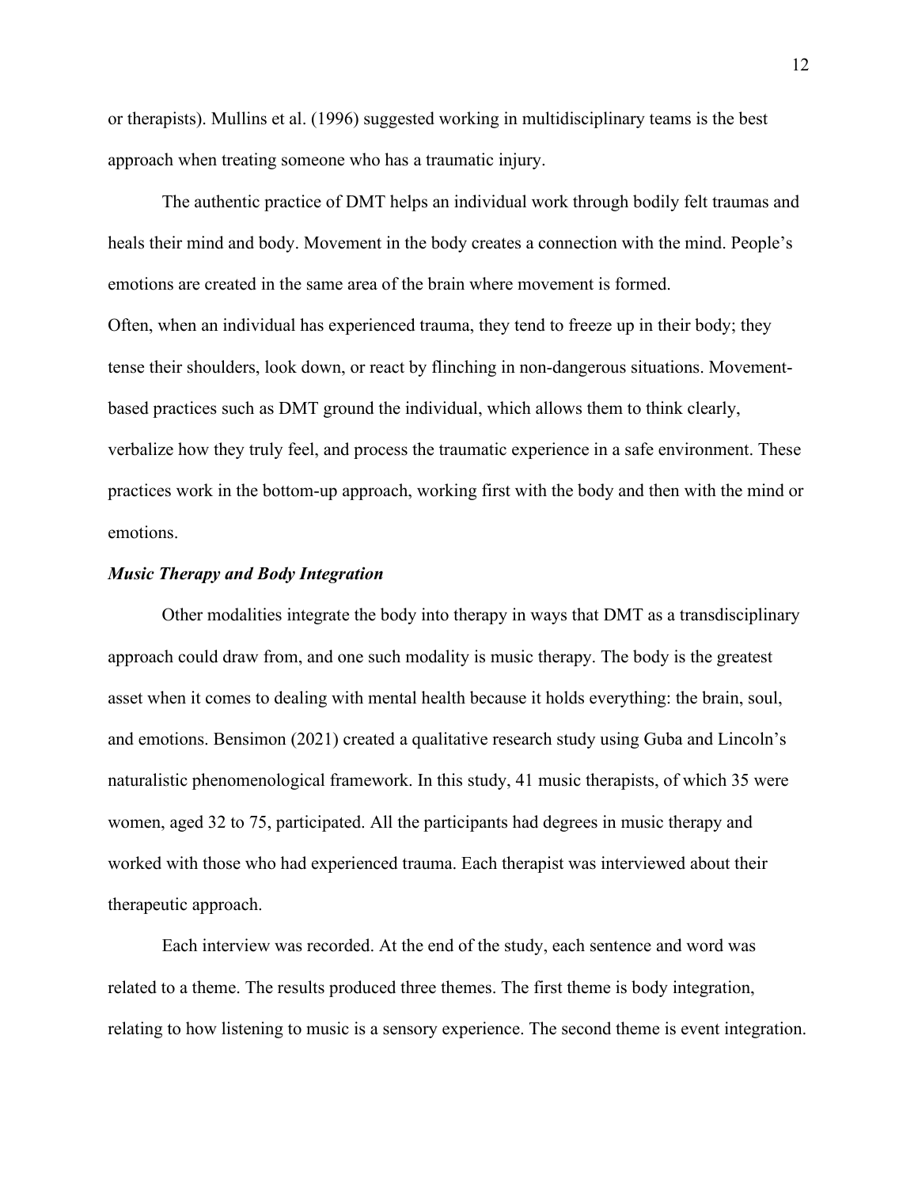or therapists). Mullins et al. (1996) suggested working in multidisciplinary teams is the best approach when treating someone who has a traumatic injury.

The authentic practice of DMT helps an individual work through bodily felt traumas and heals their mind and body. Movement in the body creates a connection with the mind. People's emotions are created in the same area of the brain where movement is formed.
Often, when an individual has experienced trauma, they tend to freeze up in their body; they tense their shoulders, look down, or react by flinching in non-dangerous situations. Movement-based practices such as DMT ground the individual, which allows them to think clearly, verbalize how they truly feel, and process the traumatic experience in a safe environment. These practices work in the bottom-up approach, working first with the body and then with the mind or emotions.

### *Music Therapy and Body Integration*

Other modalities integrate the body into therapy in ways that DMT as a transdisciplinary approach could draw from, and one such modality is music therapy. The body is the greatest asset when it comes to dealing with mental health because it holds everything: the brain, soul, and emotions. Bensimon (2021) created a qualitative research study using Guba and Lincoln's naturalistic phenomenological framework. In this study, 41 music therapists, of which 35 were women, aged 32 to 75, participated. All the participants had degrees in music therapy and worked with those who had experienced trauma. Each therapist was interviewed about their therapeutic approach.

Each interview was recorded. At the end of the study, each sentence and word was related to a theme. The results produced three themes. The first theme is body integration, relating to how listening to music is a sensory experience. The second theme is event integration.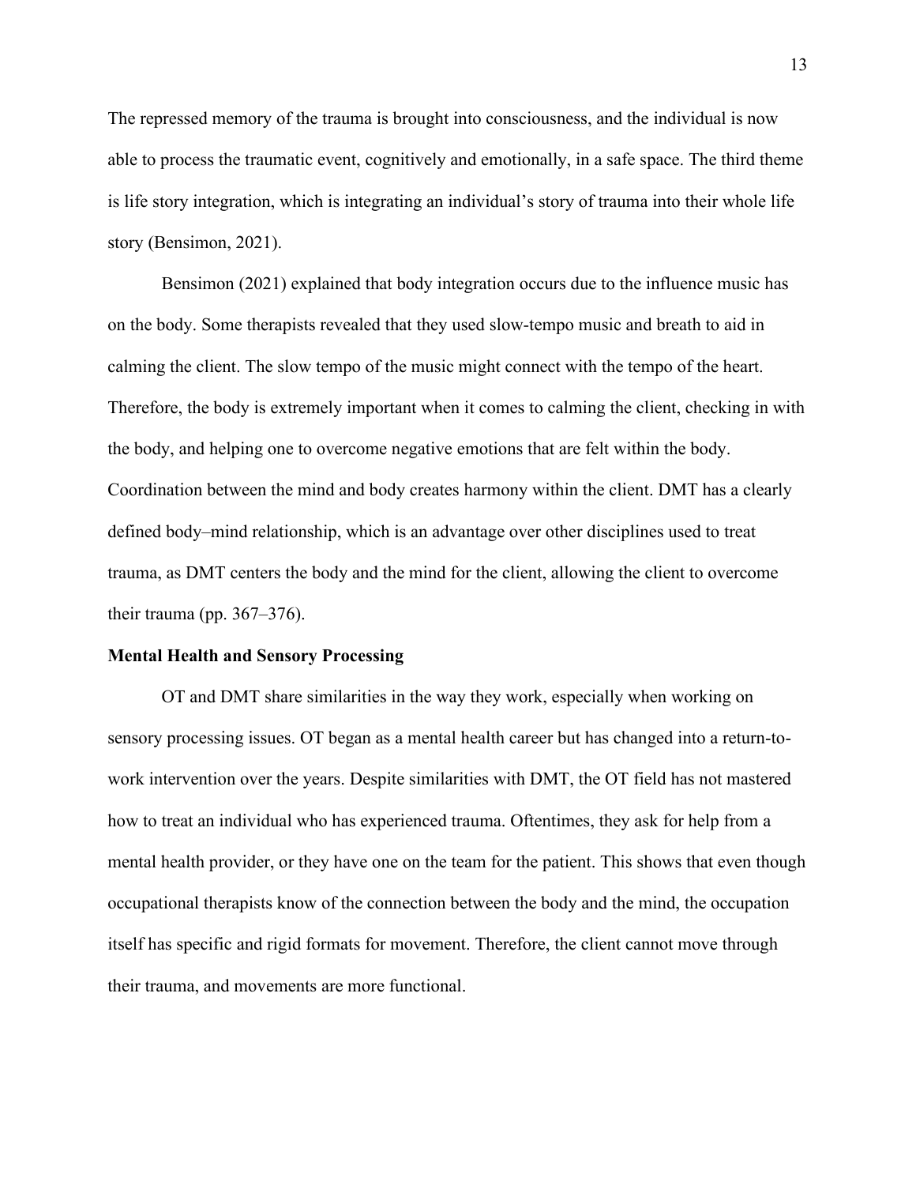The repressed memory of the trauma is brought into consciousness, and the individual is now able to process the traumatic event, cognitively and emotionally, in a safe space. The third theme is life story integration, which is integrating an individual's story of trauma into their whole life story (Bensimon, 2021).

Bensimon (2021) explained that body integration occurs due to the influence music has on the body. Some therapists revealed that they used slow-tempo music and breath to aid in calming the client. The slow tempo of the music might connect with the tempo of the heart. Therefore, the body is extremely important when it comes to calming the client, checking in with the body, and helping one to overcome negative emotions that are felt within the body. Coordination between the mind and body creates harmony within the client. DMT has a clearly defined body–mind relationship, which is an advantage over other disciplines used to treat trauma, as DMT centers the body and the mind for the client, allowing the client to overcome their trauma (pp. 367–376).

**Mental Health and Sensory Processing**

OT and DMT share similarities in the way they work, especially when working on sensory processing issues. OT began as a mental health career but has changed into a return-to-work intervention over the years. Despite similarities with DMT, the OT field has not mastered how to treat an individual who has experienced trauma. Oftentimes, they ask for help from a mental health provider, or they have one on the team for the patient. This shows that even though occupational therapists know of the connection between the body and the mind, the occupation itself has specific and rigid formats for movement. Therefore, the client cannot move through their trauma, and movements are more functional.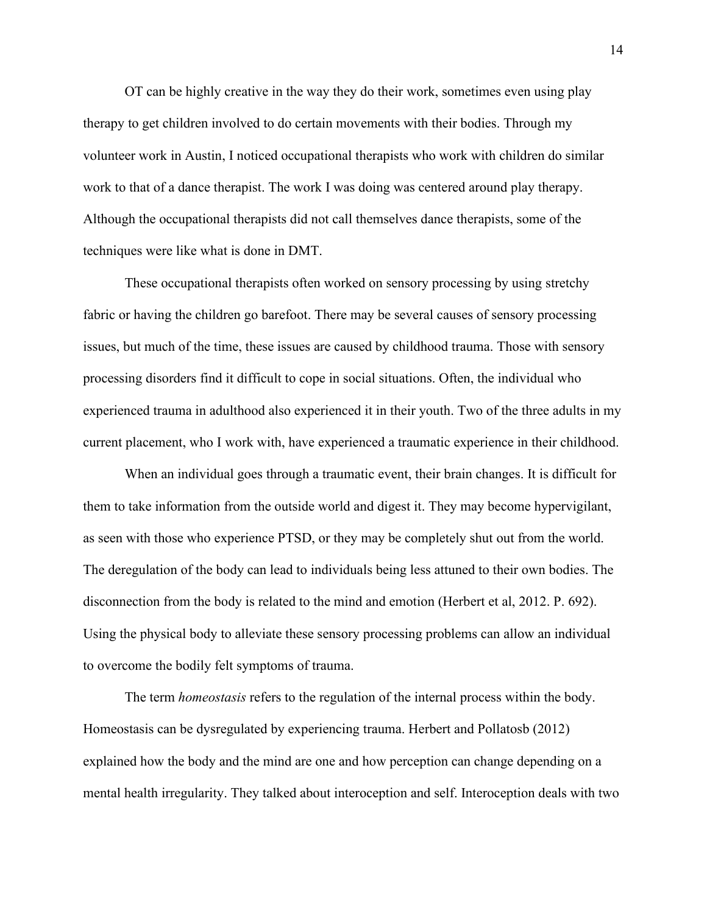OT can be highly creative in the way they do their work, sometimes even using play therapy to get children involved to do certain movements with their bodies. Through my volunteer work in Austin, I noticed occupational therapists who work with children do similar work to that of a dance therapist. The work I was doing was centered around play therapy. Although the occupational therapists did not call themselves dance therapists, some of the techniques were like what is done in DMT.

These occupational therapists often worked on sensory processing by using stretchy fabric or having the children go barefoot. There may be several causes of sensory processing issues, but much of the time, these issues are caused by childhood trauma. Those with sensory processing disorders find it difficult to cope in social situations. Often, the individual who experienced trauma in adulthood also experienced it in their youth. Two of the three adults in my current placement, who I work with, have experienced a traumatic experience in their childhood.

When an individual goes through a traumatic event, their brain changes. It is difficult for them to take information from the outside world and digest it. They may become hypervigilant, as seen with those who experience PTSD, or they may be completely shut out from the world. The deregulation of the body can lead to individuals being less attuned to their own bodies. The disconnection from the body is related to the mind and emotion (Herbert et al, 2012. P. 692). Using the physical body to alleviate these sensory processing problems can allow an individual to overcome the bodily felt symptoms of trauma.

The term *homeostasis* refers to the regulation of the internal process within the body. Homeostasis can be dysregulated by experiencing trauma. Herbert and Pollatosb (2012) explained how the body and the mind are one and how perception can change depending on a mental health irregularity. They talked about interoception and self. Interoception deals with two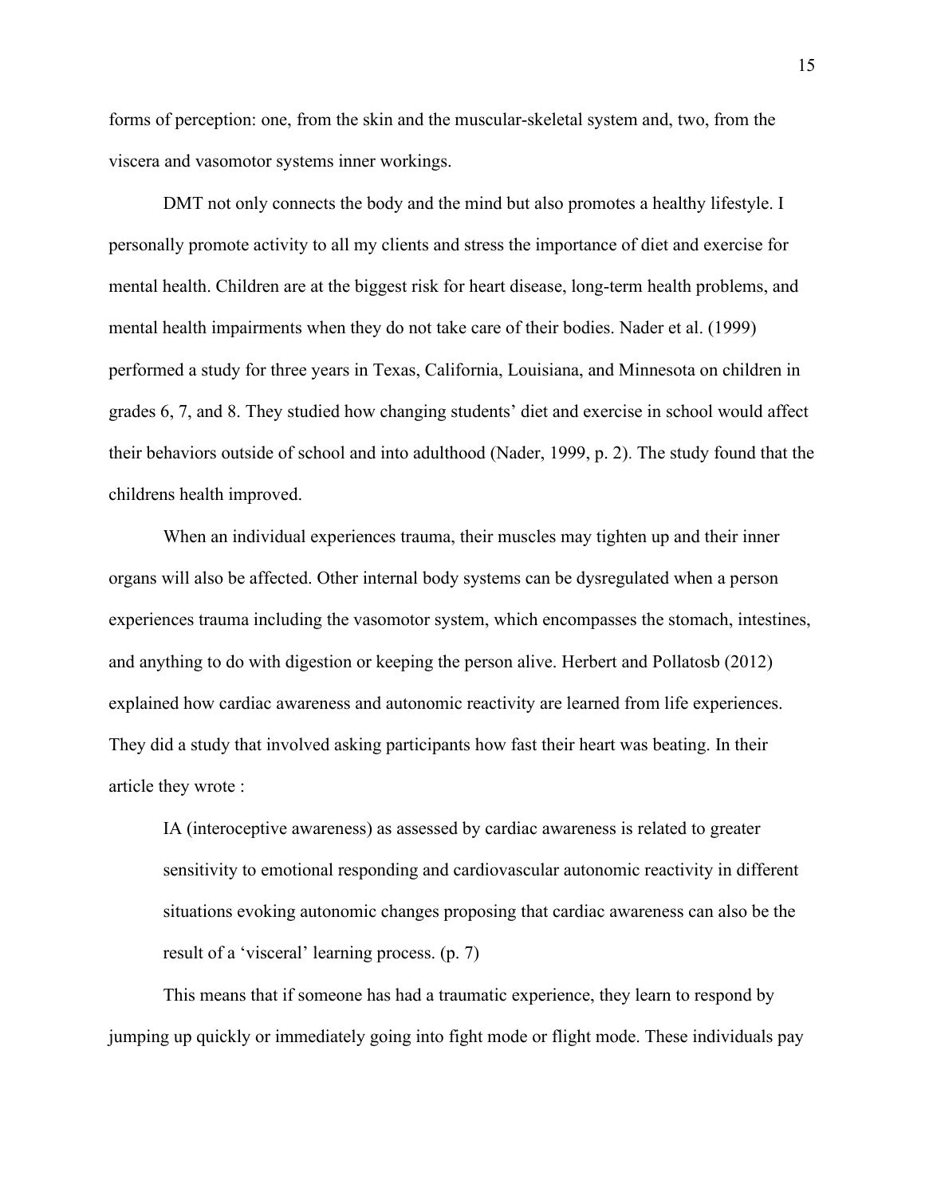forms of perception: one, from the skin and the muscular-skeletal system and, two, from the viscera and vasomotor systems inner workings.

DMT not only connects the body and the mind but also promotes a healthy lifestyle. I personally promote activity to all my clients and stress the importance of diet and exercise for mental health. Children are at the biggest risk for heart disease, long-term health problems, and mental health impairments when they do not take care of their bodies. Nader et al. (1999) performed a study for three years in Texas, California, Louisiana, and Minnesota on children in grades 6, 7, and 8. They studied how changing students' diet and exercise in school would affect their behaviors outside of school and into adulthood (Nader, 1999, p. 2). The study found that the childrens health improved.

When an individual experiences trauma, their muscles may tighten up and their inner organs will also be affected. Other internal body systems can be dysregulated when a person experiences trauma including the vasomotor system, which encompasses the stomach, intestines, and anything to do with digestion or keeping the person alive. Herbert and Pollatosb (2012) explained how cardiac awareness and autonomic reactivity are learned from life experiences. They did a study that involved asking participants how fast their heart was beating. In their article they wrote :

> IA (interoceptive awareness) as assessed by cardiac awareness is related to greater sensitivity to emotional responding and cardiovascular autonomic reactivity in different situations evoking autonomic changes proposing that cardiac awareness can also be the result of a 'visceral' learning process. (p. 7)

This means that if someone has had a traumatic experience, they learn to respond by jumping up quickly or immediately going into fight mode or flight mode. These individuals pay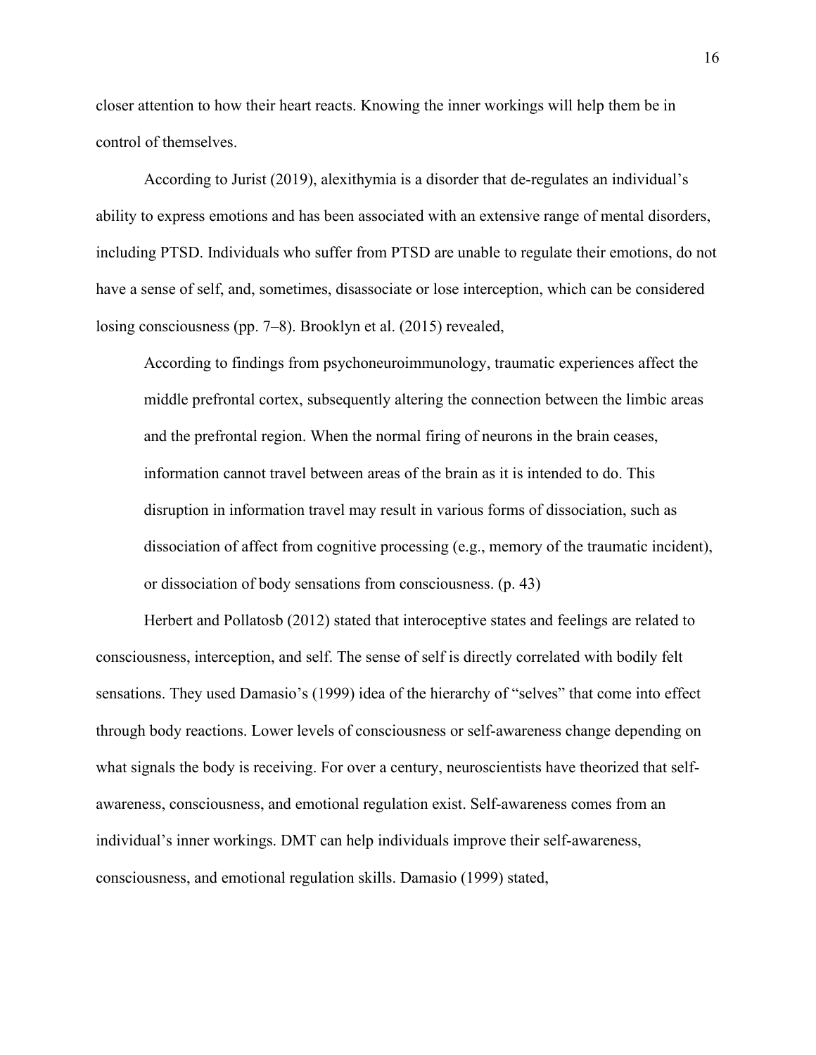closer attention to how their heart reacts. Knowing the inner workings will help them be in control of themselves.

According to Jurist (2019), alexithymia is a disorder that de-regulates an individual's ability to express emotions and has been associated with an extensive range of mental disorders, including PTSD. Individuals who suffer from PTSD are unable to regulate their emotions, do not have a sense of self, and, sometimes, disassociate or lose interception, which can be considered losing consciousness (pp. 7–8). Brooklyn et al. (2015) revealed,

> According to findings from psychoneuroimmunology, traumatic experiences affect the middle prefrontal cortex, subsequently altering the connection between the limbic areas and the prefrontal region. When the normal firing of neurons in the brain ceases, information cannot travel between areas of the brain as it is intended to do. This disruption in information travel may result in various forms of dissociation, such as dissociation of affect from cognitive processing (e.g., memory of the traumatic incident), or dissociation of body sensations from consciousness. (p. 43)

Herbert and Pollatosb (2012) stated that interoceptive states and feelings are related to consciousness, interception, and self. The sense of self is directly correlated with bodily felt sensations. They used Damasio's (1999) idea of the hierarchy of "selves" that come into effect through body reactions. Lower levels of consciousness or self-awareness change depending on what signals the body is receiving. For over a century, neuroscientists have theorized that self-awareness, consciousness, and emotional regulation exist. Self-awareness comes from an individual's inner workings. DMT can help individuals improve their self-awareness, consciousness, and emotional regulation skills. Damasio (1999) stated,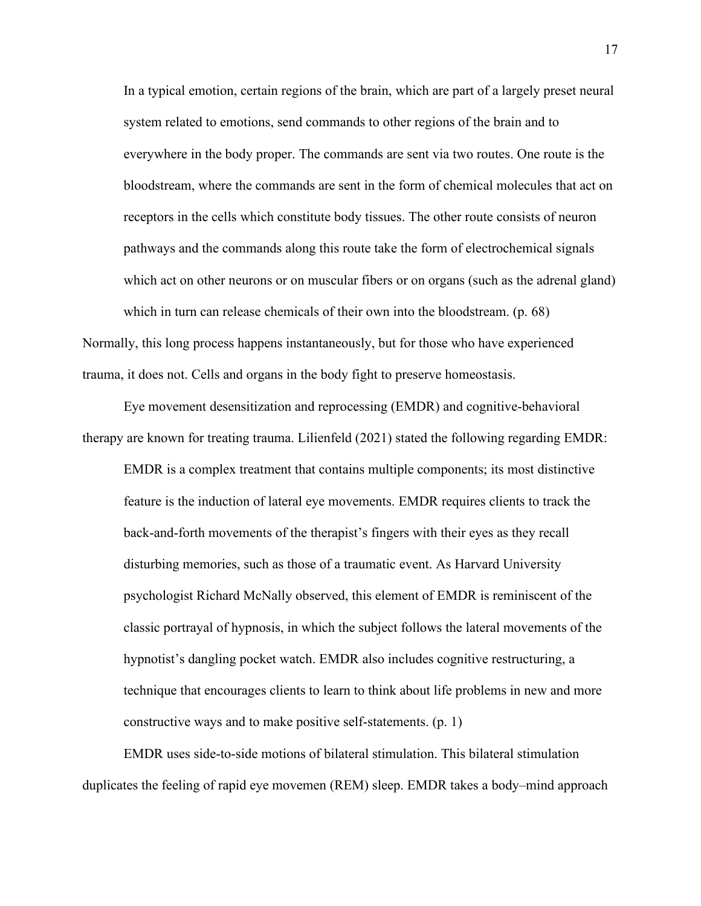> In a typical emotion, certain regions of the brain, which are part of a largely preset neural system related to emotions, send commands to other regions of the brain and to everywhere in the body proper. The commands are sent via two routes. One route is the bloodstream, where the commands are sent in the form of chemical molecules that act on receptors in the cells which constitute body tissues. The other route consists of neuron pathways and the commands along this route take the form of electrochemical signals which act on other neurons or on muscular fibers or on organs (such as the adrenal gland) which in turn can release chemicals of their own into the bloodstream. (p. 68)

Normally, this long process happens instantaneously, but for those who have experienced trauma, it does not. Cells and organs in the body fight to preserve homeostasis.

Eye movement desensitization and reprocessing (EMDR) and cognitive-behavioral therapy are known for treating trauma. Lilienfeld (2021) stated the following regarding EMDR:

> EMDR is a complex treatment that contains multiple components; its most distinctive feature is the induction of lateral eye movements. EMDR requires clients to track the back-and-forth movements of the therapist's fingers with their eyes as they recall disturbing memories, such as those of a traumatic event. As Harvard University psychologist Richard McNally observed, this element of EMDR is reminiscent of the classic portrayal of hypnosis, in which the subject follows the lateral movements of the hypnotist's dangling pocket watch. EMDR also includes cognitive restructuring, a technique that encourages clients to learn to think about life problems in new and more constructive ways and to make positive self-statements. (p. 1)

EMDR uses side-to-side motions of bilateral stimulation. This bilateral stimulation duplicates the feeling of rapid eye movemen (REM) sleep. EMDR takes a body–mind approach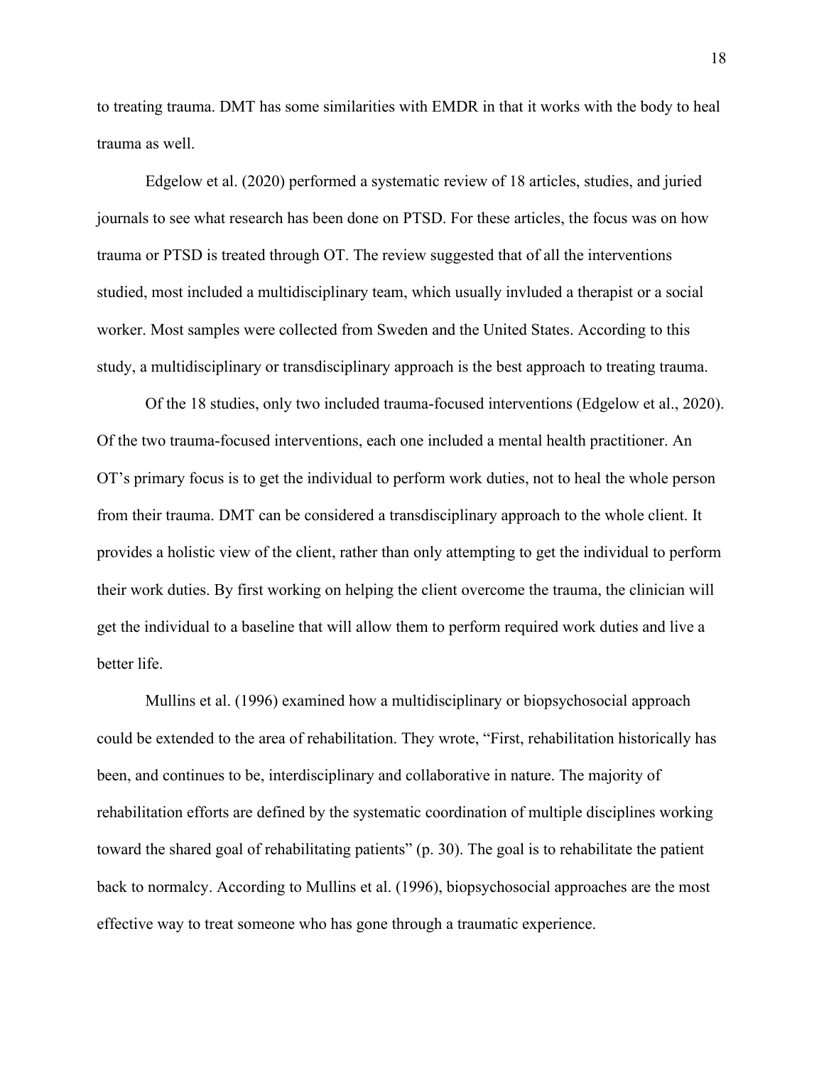to treating trauma. DMT has some similarities with EMDR in that it works with the body to heal trauma as well.

Edgelow et al. (2020) performed a systematic review of 18 articles, studies, and juried journals to see what research has been done on PTSD. For these articles, the focus was on how trauma or PTSD is treated through OT. The review suggested that of all the interventions studied, most included a multidisciplinary team, which usually invluded a therapist or a social worker. Most samples were collected from Sweden and the United States. According to this study, a multidisciplinary or transdisciplinary approach is the best approach to treating trauma.

Of the 18 studies, only two included trauma-focused interventions (Edgelow et al., 2020). Of the two trauma-focused interventions, each one included a mental health practitioner. An OT's primary focus is to get the individual to perform work duties, not to heal the whole person from their trauma. DMT can be considered a transdisciplinary approach to the whole client. It provides a holistic view of the client, rather than only attempting to get the individual to perform their work duties. By first working on helping the client overcome the trauma, the clinician will get the individual to a baseline that will allow them to perform required work duties and live a better life.

Mullins et al. (1996) examined how a multidisciplinary or biopsychosocial approach could be extended to the area of rehabilitation. They wrote, "First, rehabilitation historically has been, and continues to be, interdisciplinary and collaborative in nature. The majority of rehabilitation efforts are defined by the systematic coordination of multiple disciplines working toward the shared goal of rehabilitating patients" (p. 30). The goal is to rehabilitate the patient back to normalcy. According to Mullins et al. (1996), biopsychosocial approaches are the most effective way to treat someone who has gone through a traumatic experience.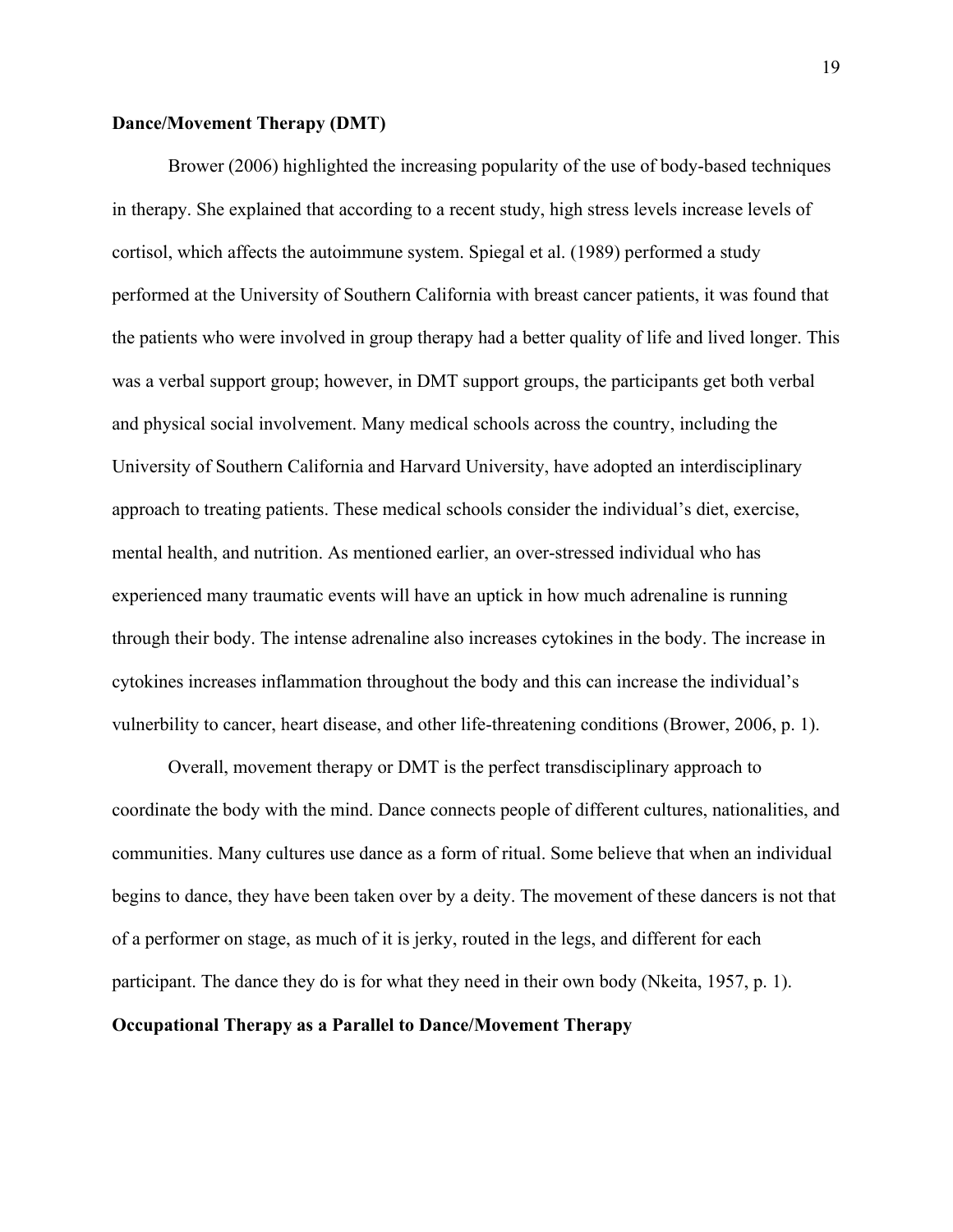**Dance/Movement Therapy (DMT)**

Brower (2006) highlighted the increasing popularity of the use of body-based techniques in therapy. She explained that according to a recent study, high stress levels increase levels of cortisol, which affects the autoimmune system. Spiegal et al. (1989) performed a study performed at the University of Southern California with breast cancer patients, it was found that the patients who were involved in group therapy had a better quality of life and lived longer. This was a verbal support group; however, in DMT support groups, the participants get both verbal and physical social involvement. Many medical schools across the country, including the University of Southern California and Harvard University, have adopted an interdisciplinary approach to treating patients. These medical schools consider the individual's diet, exercise, mental health, and nutrition. As mentioned earlier, an over-stressed individual who has experienced many traumatic events will have an uptick in how much adrenaline is running through their body. The intense adrenaline also increases cytokines in the body. The increase in cytokines increases inflammation throughout the body and this can increase the individual's vulnerbility to cancer, heart disease, and other life-threatening conditions (Brower, 2006, p. 1).

Overall, movement therapy or DMT is the perfect transdisciplinary approach to coordinate the body with the mind. Dance connects people of different cultures, nationalities, and communities. Many cultures use dance as a form of ritual. Some believe that when an individual begins to dance, they have been taken over by a deity. The movement of these dancers is not that of a performer on stage, as much of it is jerky, routed in the legs, and different for each participant. The dance they do is for what they need in their own body (Nkeita, 1957, p. 1).

**Occupational Therapy as a Parallel to Dance/Movement Therapy**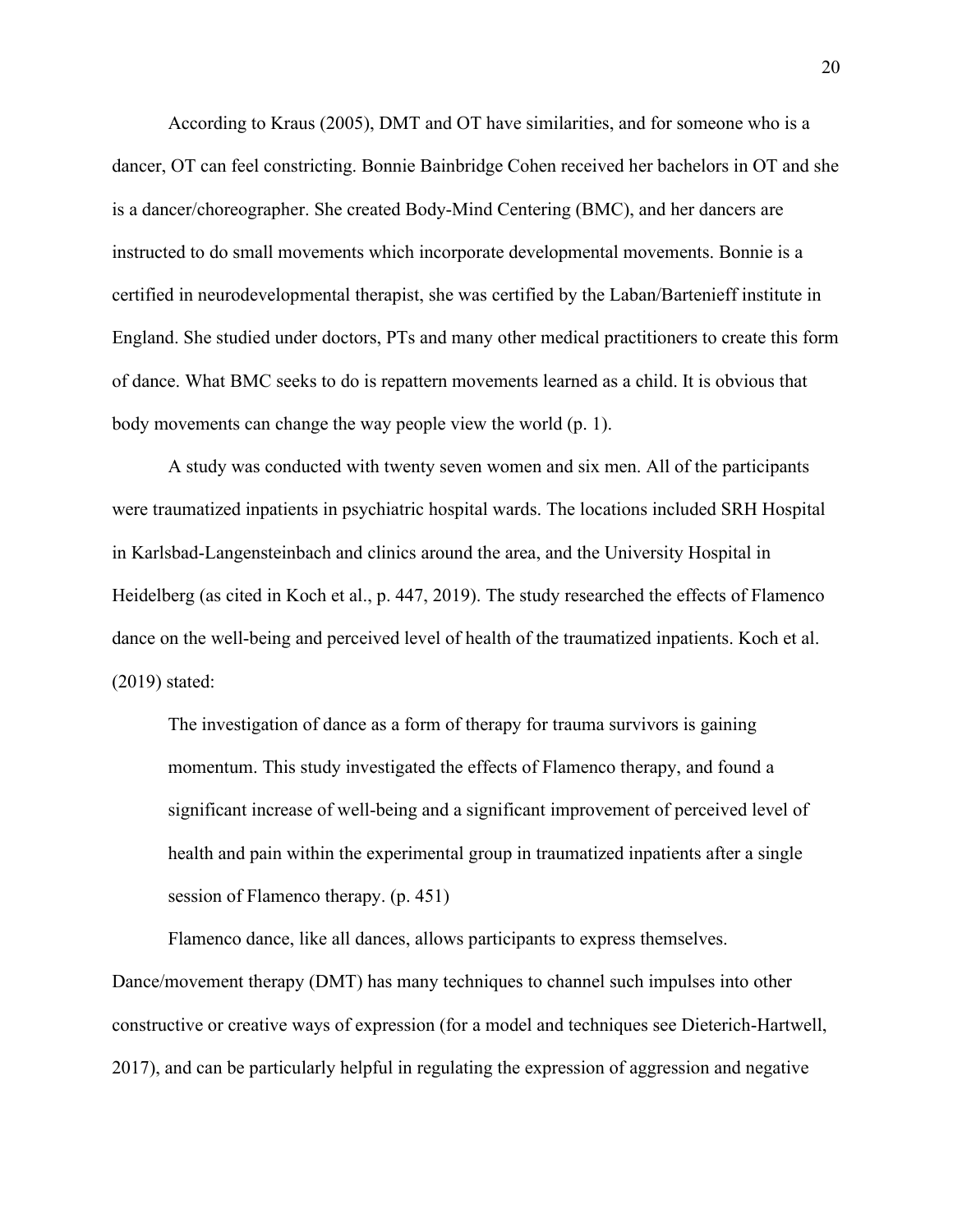According to Kraus (2005), DMT and OT have similarities, and for someone who is a dancer, OT can feel constricting. Bonnie Bainbridge Cohen received her bachelors in OT and she is a dancer/choreographer. She created Body-Mind Centering (BMC), and her dancers are instructed to do small movements which incorporate developmental movements. Bonnie is a certified in neurodevelopmental therapist, she was certified by the Laban/Bartenieff institute in England. She studied under doctors, PTs and many other medical practitioners to create this form of dance. What BMC seeks to do is repattern movements learned as a child. It is obvious that body movements can change the way people view the world (p. 1).

A study was conducted with twenty seven women and six men. All of the participants were traumatized inpatients in psychiatric hospital wards. The locations included SRH Hospital in Karlsbad-Langensteinbach and clinics around the area, and the University Hospital in Heidelberg (as cited in Koch et al., p. 447, 2019). The study researched the effects of Flamenco dance on the well-being and perceived level of health of the traumatized inpatients. Koch et al. (2019) stated:

> The investigation of dance as a form of therapy for trauma survivors is gaining momentum. This study investigated the effects of Flamenco therapy, and found a significant increase of well-being and a significant improvement of perceived level of health and pain within the experimental group in traumatized inpatients after a single session of Flamenco therapy. (p. 451)

Flamenco dance, like all dances, allows participants to express themselves. Dance/movement therapy (DMT) has many techniques to channel such impulses into other constructive or creative ways of expression (for a model and techniques see Dieterich-Hartwell, 2017), and can be particularly helpful in regulating the expression of aggression and negative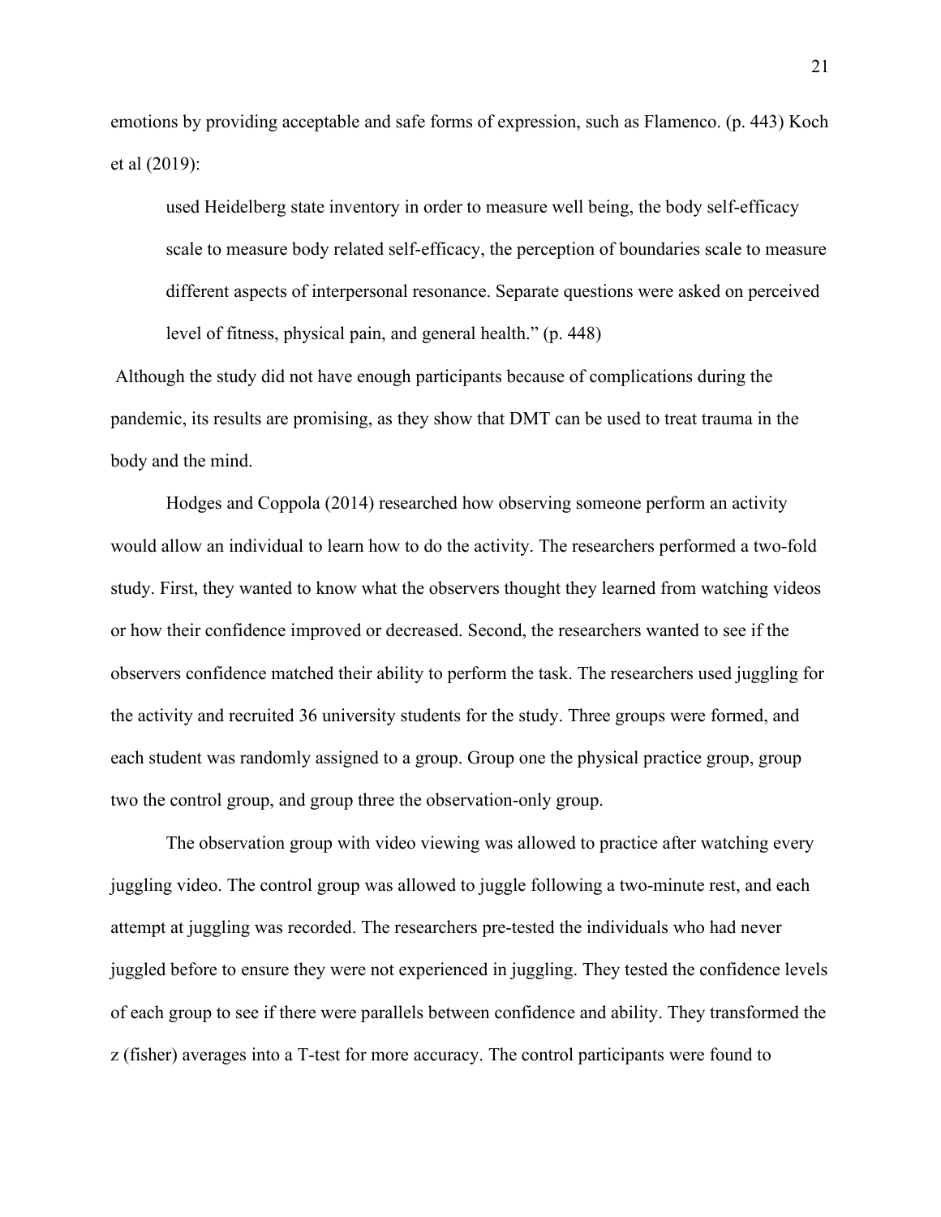emotions by providing acceptable and safe forms of expression, such as Flamenco. (p. 443) Koch et al (2019):

> used Heidelberg state inventory in order to measure well being, the body self-efficacy scale to measure body related self-efficacy, the perception of boundaries scale to measure different aspects of interpersonal resonance. Separate questions were asked on perceived level of fitness, physical pain, and general health." (p. 448)

Although the study did not have enough participants because of complications during the pandemic, its results are promising, as they show that DMT can be used to treat trauma in the body and the mind.

Hodges and Coppola (2014) researched how observing someone perform an activity would allow an individual to learn how to do the activity. The researchers performed a two-fold study. First, they wanted to know what the observers thought they learned from watching videos or how their confidence improved or decreased. Second, the researchers wanted to see if the observers confidence matched their ability to perform the task. The researchers used juggling for the activity and recruited 36 university students for the study. Three groups were formed, and each student was randomly assigned to a group. Group one the physical practice group, group two the control group, and group three the observation-only group.

The observation group with video viewing was allowed to practice after watching every juggling video. The control group was allowed to juggle following a two-minute rest, and each attempt at juggling was recorded. The researchers pre-tested the individuals who had never juggled before to ensure they were not experienced in juggling. They tested the confidence levels of each group to see if there were parallels between confidence and ability. They transformed the z (fisher) averages into a T-test for more accuracy. The control participants were found to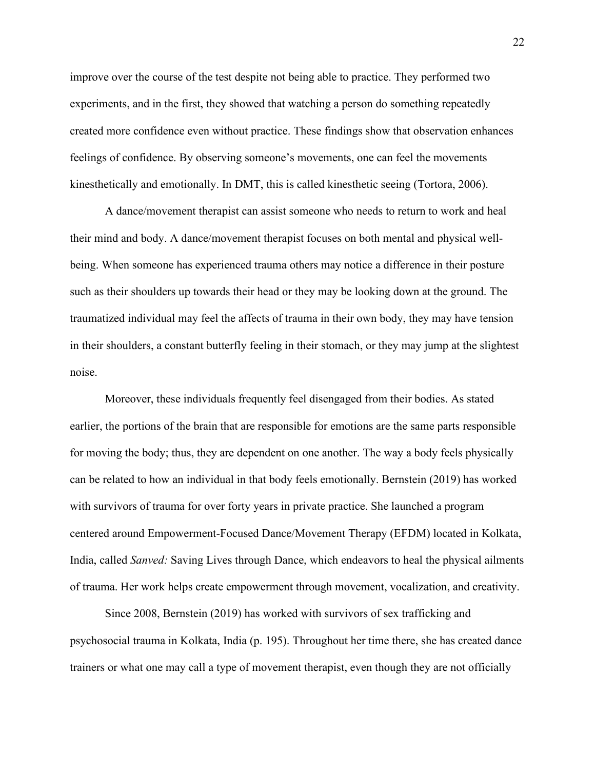improve over the course of the test despite not being able to practice. They performed two experiments, and in the first, they showed that watching a person do something repeatedly created more confidence even without practice. These findings show that observation enhances feelings of confidence. By observing someone's movements, one can feel the movements kinesthetically and emotionally. In DMT, this is called kinesthetic seeing (Tortora, 2006).

A dance/movement therapist can assist someone who needs to return to work and heal their mind and body. A dance/movement therapist focuses on both mental and physical well-being. When someone has experienced trauma others may notice a difference in their posture such as their shoulders up towards their head or they may be looking down at the ground. The traumatized individual may feel the affects of trauma in their own body, they may have tension in their shoulders, a constant butterfly feeling in their stomach, or they may jump at the slightest noise.

Moreover, these individuals frequently feel disengaged from their bodies. As stated earlier, the portions of the brain that are responsible for emotions are the same parts responsible for moving the body; thus, they are dependent on one another. The way a body feels physically can be related to how an individual in that body feels emotionally. Bernstein (2019) has worked with survivors of trauma for over forty years in private practice. She launched a program centered around Empowerment-Focused Dance/Movement Therapy (EFDM) located in Kolkata, India, called *Sanved:* Saving Lives through Dance, which endeavors to heal the physical ailments of trauma. Her work helps create empowerment through movement, vocalization, and creativity.

Since 2008, Bernstein (2019) has worked with survivors of sex trafficking and psychosocial trauma in Kolkata, India (p. 195). Throughout her time there, she has created dance trainers or what one may call a type of movement therapist, even though they are not officially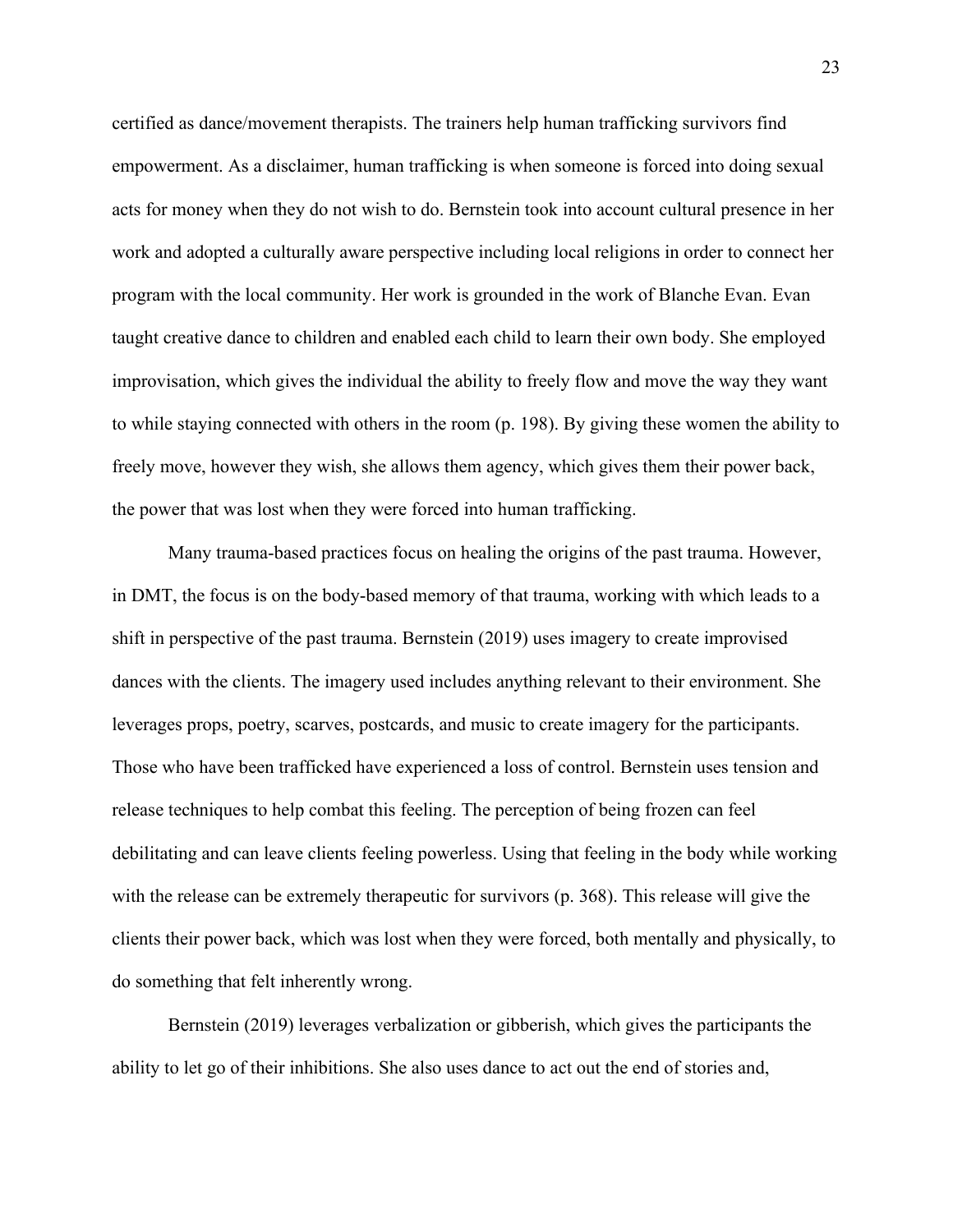certified as dance/movement therapists. The trainers help human trafficking survivors find empowerment. As a disclaimer, human trafficking is when someone is forced into doing sexual acts for money when they do not wish to do. Bernstein took into account cultural presence in her work and adopted a culturally aware perspective including local religions in order to connect her program with the local community. Her work is grounded in the work of Blanche Evan. Evan taught creative dance to children and enabled each child to learn their own body. She employed improvisation, which gives the individual the ability to freely flow and move the way they want to while staying connected with others in the room (p. 198). By giving these women the ability to freely move, however they wish, she allows them agency, which gives them their power back, the power that was lost when they were forced into human trafficking.

Many trauma-based practices focus on healing the origins of the past trauma. However, in DMT, the focus is on the body-based memory of that trauma, working with which leads to a shift in perspective of the past trauma. Bernstein (2019) uses imagery to create improvised dances with the clients. The imagery used includes anything relevant to their environment. She leverages props, poetry, scarves, postcards, and music to create imagery for the participants. Those who have been trafficked have experienced a loss of control. Bernstein uses tension and release techniques to help combat this feeling. The perception of being frozen can feel debilitating and can leave clients feeling powerless. Using that feeling in the body while working with the release can be extremely therapeutic for survivors (p. 368). This release will give the clients their power back, which was lost when they were forced, both mentally and physically, to do something that felt inherently wrong.

Bernstein (2019) leverages verbalization or gibberish, which gives the participants the ability to let go of their inhibitions. She also uses dance to act out the end of stories and,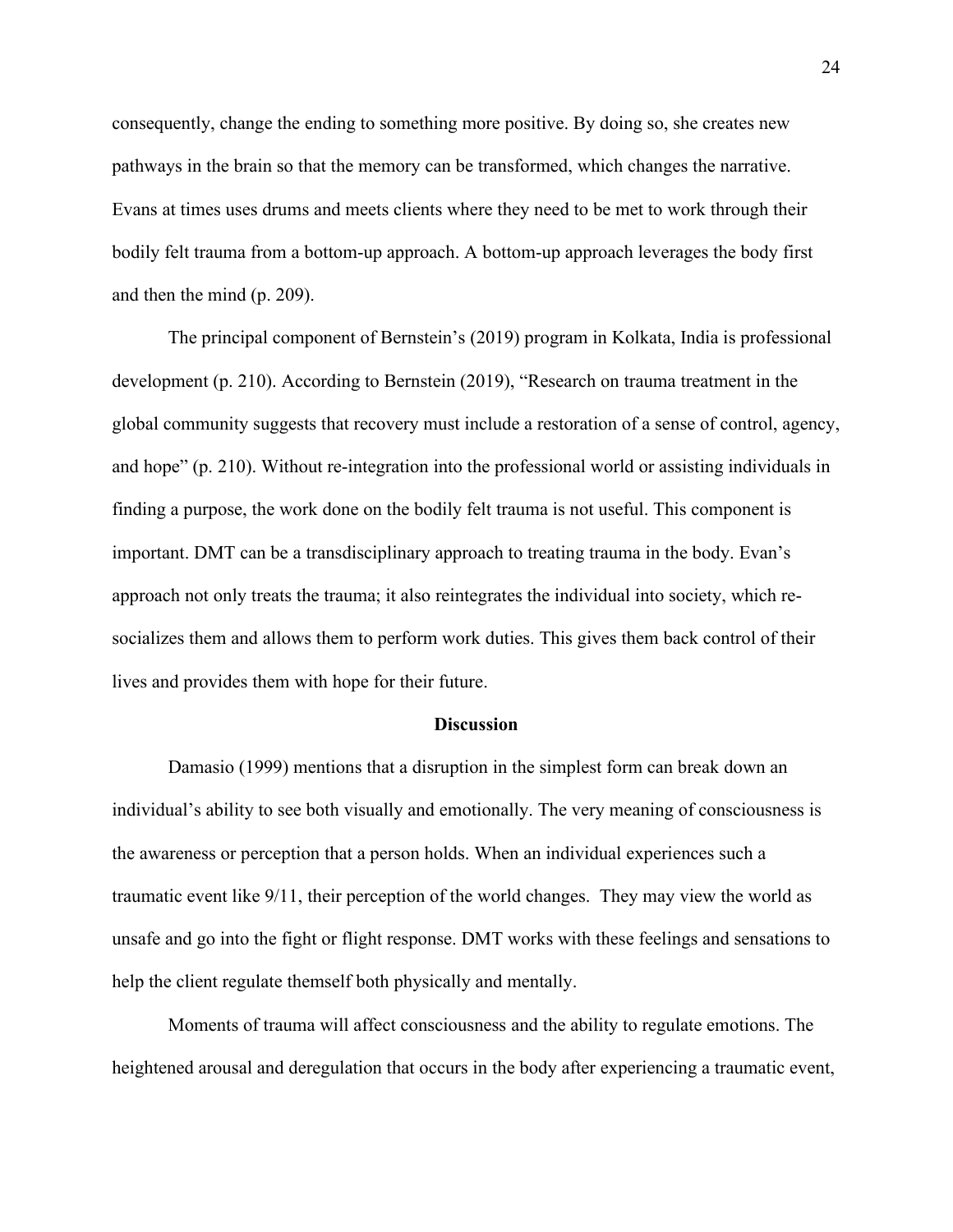consequently, change the ending to something more positive. By doing so, she creates new pathways in the brain so that the memory can be transformed, which changes the narrative. Evans at times uses drums and meets clients where they need to be met to work through their bodily felt trauma from a bottom-up approach. A bottom-up approach leverages the body first and then the mind (p. 209).

The principal component of Bernstein's (2019) program in Kolkata, India is professional development (p. 210). According to Bernstein (2019), "Research on trauma treatment in the global community suggests that recovery must include a restoration of a sense of control, agency, and hope" (p. 210). Without re-integration into the professional world or assisting individuals in finding a purpose, the work done on the bodily felt trauma is not useful. This component is important. DMT can be a transdisciplinary approach to treating trauma in the body. Evan's approach not only treats the trauma; it also reintegrates the individual into society, which re-socializes them and allows them to perform work duties. This gives them back control of their lives and provides them with hope for their future.

## Discussion

Damasio (1999) mentions that a disruption in the simplest form can break down an individual's ability to see both visually and emotionally. The very meaning of consciousness is the awareness or perception that a person holds. When an individual experiences such a traumatic event like 9/11, their perception of the world changes. They may view the world as unsafe and go into the fight or flight response. DMT works with these feelings and sensations to help the client regulate themself both physically and mentally.

Moments of trauma will affect consciousness and the ability to regulate emotions. The heightened arousal and deregulation that occurs in the body after experiencing a traumatic event,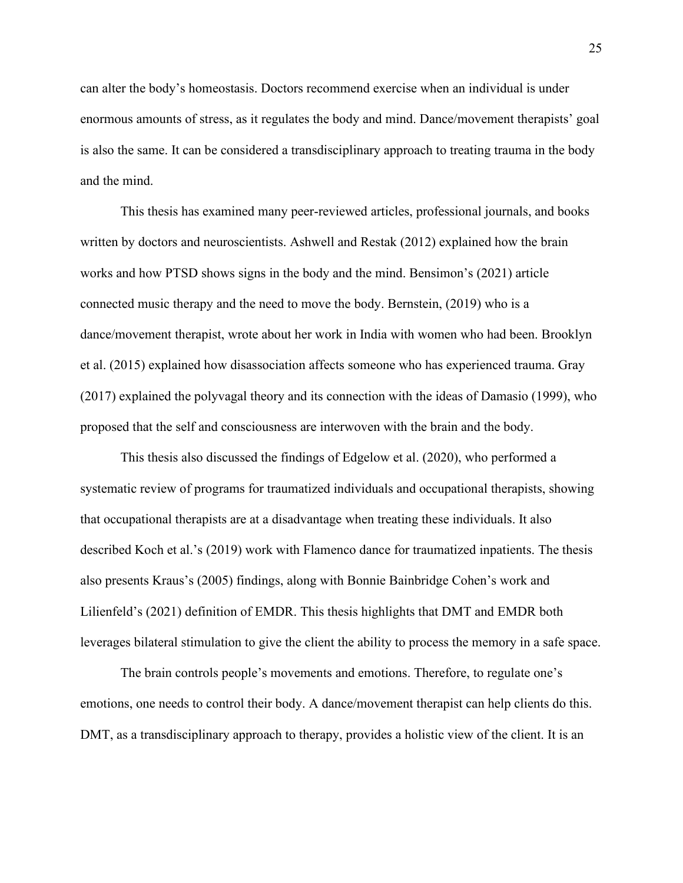can alter the body's homeostasis. Doctors recommend exercise when an individual is under enormous amounts of stress, as it regulates the body and mind. Dance/movement therapists' goal is also the same. It can be considered a transdisciplinary approach to treating trauma in the body and the mind.

This thesis has examined many peer-reviewed articles, professional journals, and books written by doctors and neuroscientists. Ashwell and Restak (2012) explained how the brain works and how PTSD shows signs in the body and the mind. Bensimon's (2021) article connected music therapy and the need to move the body. Bernstein, (2019) who is a dance/movement therapist, wrote about her work in India with women who had been. Brooklyn et al. (2015) explained how disassociation affects someone who has experienced trauma. Gray (2017) explained the polyvagal theory and its connection with the ideas of Damasio (1999), who proposed that the self and consciousness are interwoven with the brain and the body.

This thesis also discussed the findings of Edgelow et al. (2020), who performed a systematic review of programs for traumatized individuals and occupational therapists, showing that occupational therapists are at a disadvantage when treating these individuals. It also described Koch et al.'s (2019) work with Flamenco dance for traumatized inpatients. The thesis also presents Kraus's (2005) findings, along with Bonnie Bainbridge Cohen's work and Lilienfeld's (2021) definition of EMDR. This thesis highlights that DMT and EMDR both leverages bilateral stimulation to give the client the ability to process the memory in a safe space.

The brain controls people's movements and emotions. Therefore, to regulate one's emotions, one needs to control their body. A dance/movement therapist can help clients do this. DMT, as a transdisciplinary approach to therapy, provides a holistic view of the client. It is an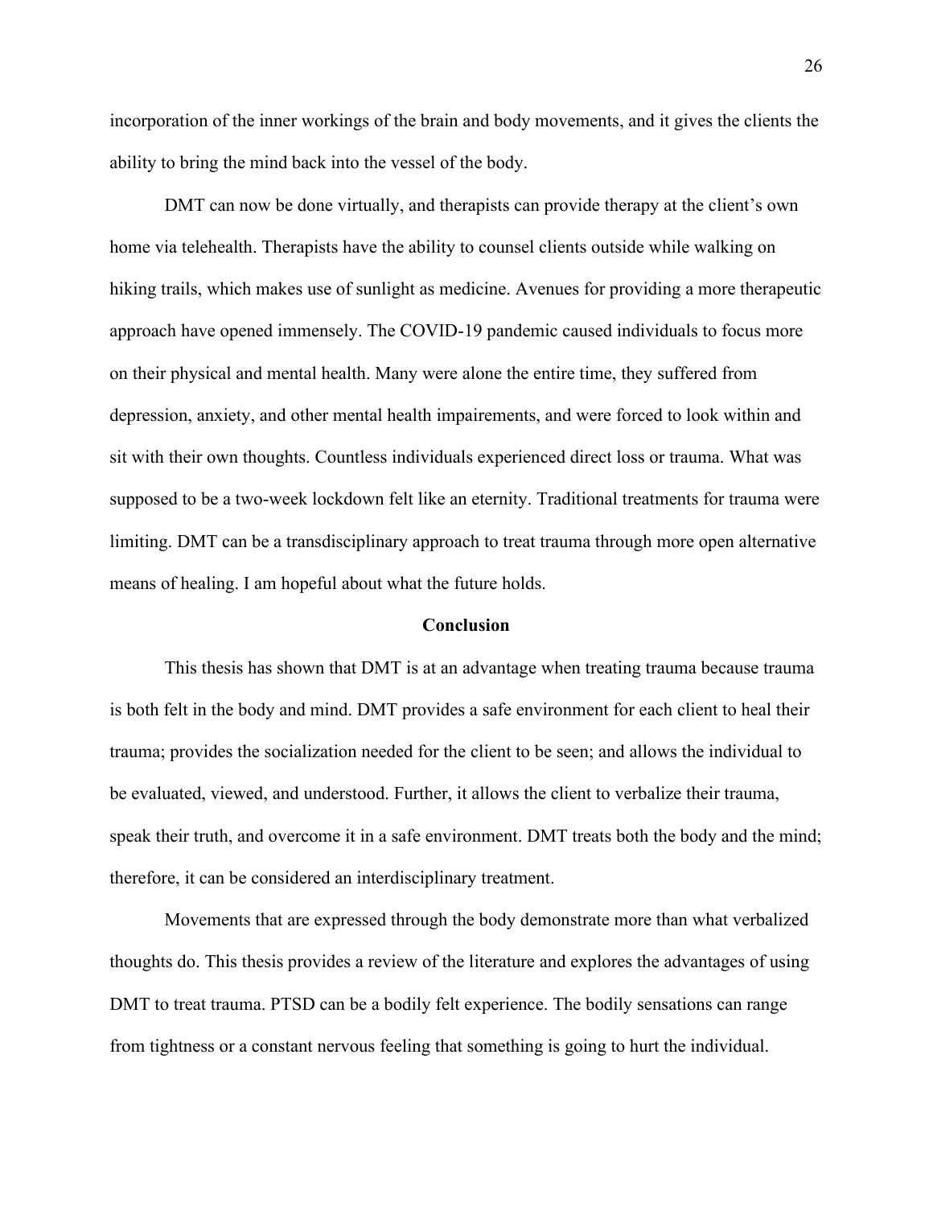incorporation of the inner workings of the brain and body movements, and it gives the clients the ability to bring the mind back into the vessel of the body.

DMT can now be done virtually, and therapists can provide therapy at the client's own home via telehealth. Therapists have the ability to counsel clients outside while walking on hiking trails, which makes use of sunlight as medicine. Avenues for providing a more therapeutic approach have opened immensely. The COVID-19 pandemic caused individuals to focus more on their physical and mental health. Many were alone the entire time, they suffered from depression, anxiety, and other mental health impairements, and were forced to look within and sit with their own thoughts. Countless individuals experienced direct loss or trauma. What was supposed to be a two-week lockdown felt like an eternity. Traditional treatments for trauma were limiting. DMT can be a transdisciplinary approach to treat trauma through more open alternative means of healing. I am hopeful about what the future holds.

## Conclusion

This thesis has shown that DMT is at an advantage when treating trauma because trauma is both felt in the body and mind. DMT provides a safe environment for each client to heal their trauma; provides the socialization needed for the client to be seen; and allows the individual to be evaluated, viewed, and understood. Further, it allows the client to verbalize their trauma, speak their truth, and overcome it in a safe environment. DMT treats both the body and the mind; therefore, it can be considered an interdisciplinary treatment.

Movements that are expressed through the body demonstrate more than what verbalized thoughts do. This thesis provides a review of the literature and explores the advantages of using DMT to treat trauma. PTSD can be a bodily felt experience. The bodily sensations can range from tightness or a constant nervous feeling that something is going to hurt the individual.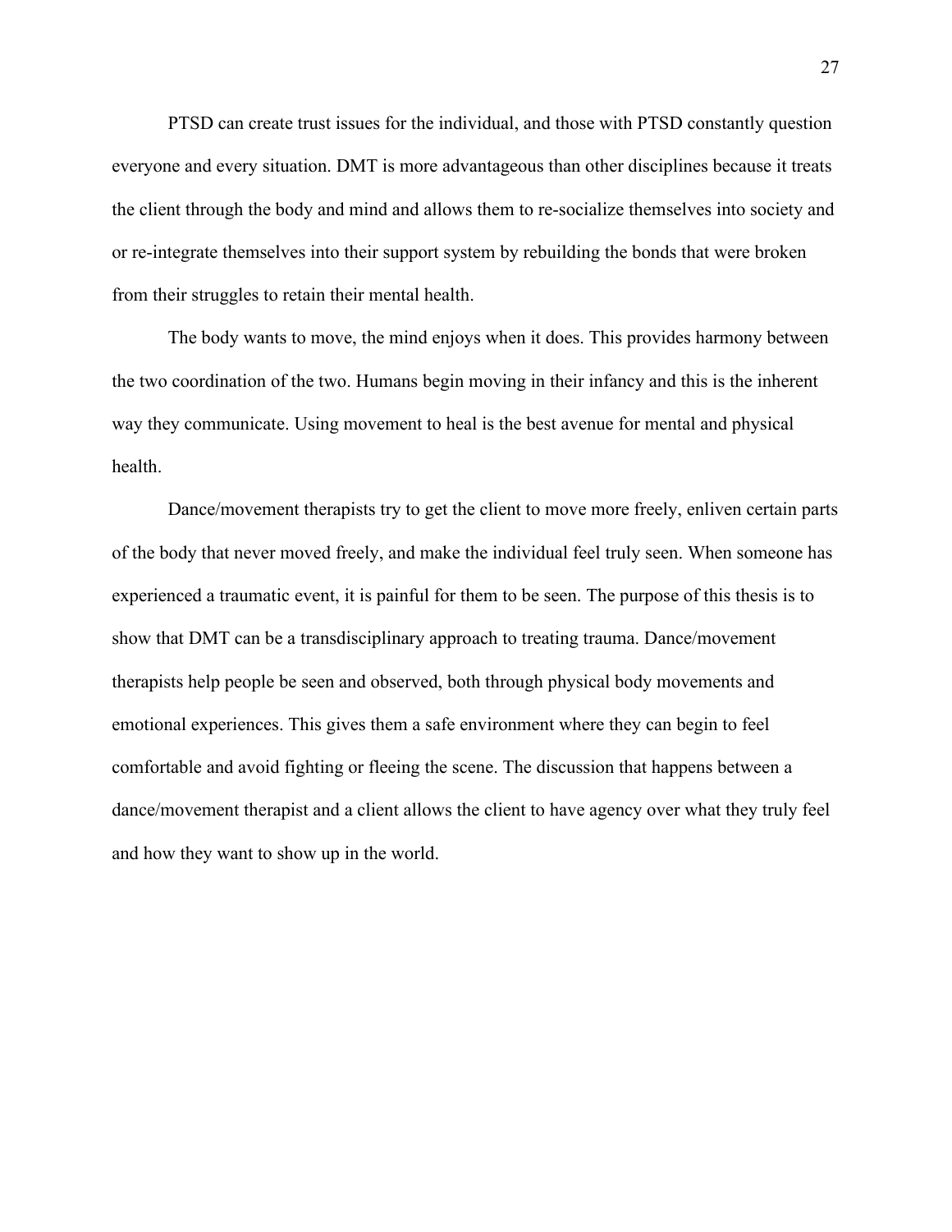PTSD can create trust issues for the individual, and those with PTSD constantly question everyone and every situation. DMT is more advantageous than other disciplines because it treats the client through the body and mind and allows them to re-socialize themselves into society and or re-integrate themselves into their support system by rebuilding the bonds that were broken from their struggles to retain their mental health.

The body wants to move, the mind enjoys when it does. This provides harmony between the two coordination of the two. Humans begin moving in their infancy and this is the inherent way they communicate. Using movement to heal is the best avenue for mental and physical health.

Dance/movement therapists try to get the client to move more freely, enliven certain parts of the body that never moved freely, and make the individual feel truly seen. When someone has experienced a traumatic event, it is painful for them to be seen. The purpose of this thesis is to show that DMT can be a transdisciplinary approach to treating trauma. Dance/movement therapists help people be seen and observed, both through physical body movements and emotional experiences. This gives them a safe environment where they can begin to feel comfortable and avoid fighting or fleeing the scene. The discussion that happens between a dance/movement therapist and a client allows the client to have agency over what they truly feel and how they want to show up in the world.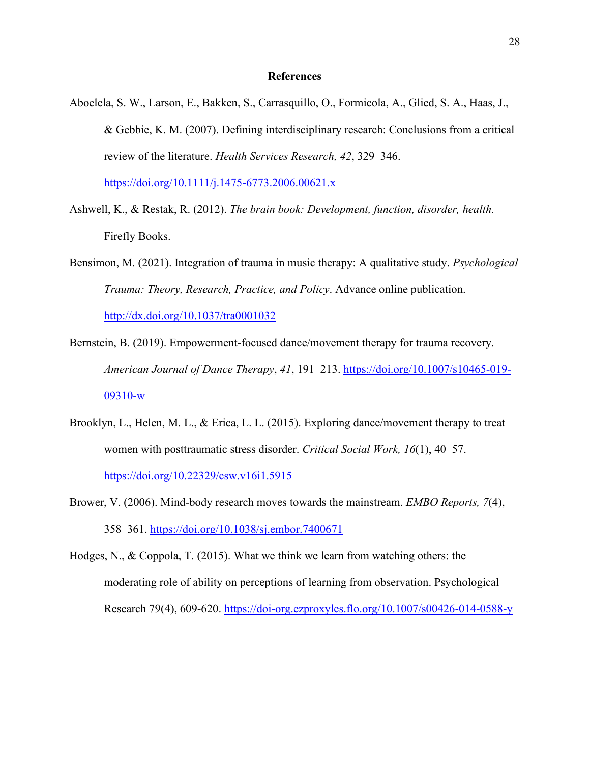# References

Aboelela, S. W., Larson, E., Bakken, S., Carrasquillo, O., Formicola, A., Glied, S. A., Haas, J., & Gebbie, K. M. (2007). Defining interdisciplinary research: Conclusions from a critical review of the literature. *Health Services Research, 42*, 329–346. https://doi.org/10.1111/j.1475-6773.2006.00621.x

Ashwell, K., & Restak, R. (2012). *The brain book: Development, function, disorder, health.* Firefly Books.

Bensimon, M. (2021). Integration of trauma in music therapy: A qualitative study. *Psychological Trauma: Theory, Research, Practice, and Policy*. Advance online publication. http://dx.doi.org/10.1037/tra0001032

Bernstein, B. (2019). Empowerment-focused dance/movement therapy for trauma recovery. *American Journal of Dance Therapy*, *41*, 191–213. https://doi.org/10.1007/s10465-019-09310-w

Brooklyn, L., Helen, M. L., & Erica, L. L. (2015). Exploring dance/movement therapy to treat women with posttraumatic stress disorder. *Critical Social Work, 16*(1), 40–57. https://doi.org/10.22329/csw.v16i1.5915

Brower, V. (2006). Mind-body research moves towards the mainstream. *EMBO Reports, 7*(4), 358–361. https://doi.org/10.1038/sj.embor.7400671

Hodges, N., & Coppola, T. (2015). What we think we learn from watching others: the moderating role of ability on perceptions of learning from observation. Psychological Research 79(4), 609-620. https://doi-org.ezproxyles.flo.org/10.1007/s00426-014-0588-y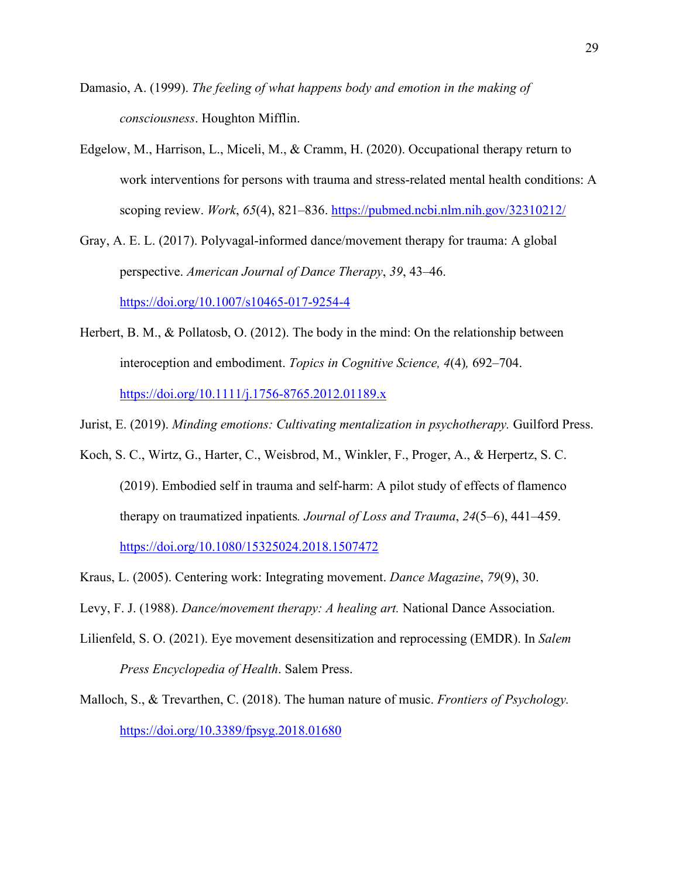Damasio, A. (1999). *The feeling of what happens body and emotion in the making of consciousness*. Houghton Mifflin.

Edgelow, M., Harrison, L., Miceli, M., & Cramm, H. (2020). Occupational therapy return to work interventions for persons with trauma and stress-related mental health conditions: A scoping review. *Work*, *65*(4), 821–836. https://pubmed.ncbi.nlm.nih.gov/32310212/

Gray, A. E. L. (2017). Polyvagal-informed dance/movement therapy for trauma: A global perspective. *American Journal of Dance Therapy*, *39*, 43–46. https://doi.org/10.1007/s10465-017-9254-4

Herbert, B. M., & Pollatosb, O. (2012). The body in the mind: On the relationship between interoception and embodiment. *Topics in Cognitive Science, 4*(4)*,* 692–704. https://doi.org/10.1111/j.1756-8765.2012.01189.x

Jurist, E. (2019). *Minding emotions: Cultivating mentalization in psychotherapy.* Guilford Press.

Koch, S. C., Wirtz, G., Harter, C., Weisbrod, M., Winkler, F., Proger, A., & Herpertz, S. C. (2019). Embodied self in trauma and self-harm: A pilot study of effects of flamenco therapy on traumatized inpatients*. Journal of Loss and Trauma*, *24*(5–6), 441–459. https://doi.org/10.1080/15325024.2018.1507472

Kraus, L. (2005). Centering work: Integrating movement. *Dance Magazine*, *79*(9), 30.

Levy, F. J. (1988). *Dance/movement therapy: A healing art.* National Dance Association.

Lilienfeld, S. O. (2021). Eye movement desensitization and reprocessing (EMDR). In *Salem Press Encyclopedia of Health*. Salem Press.

Malloch, S., & Trevarthen, C. (2018). The human nature of music. *Frontiers of Psychology.* https://doi.org/10.3389/fpsyg.2018.01680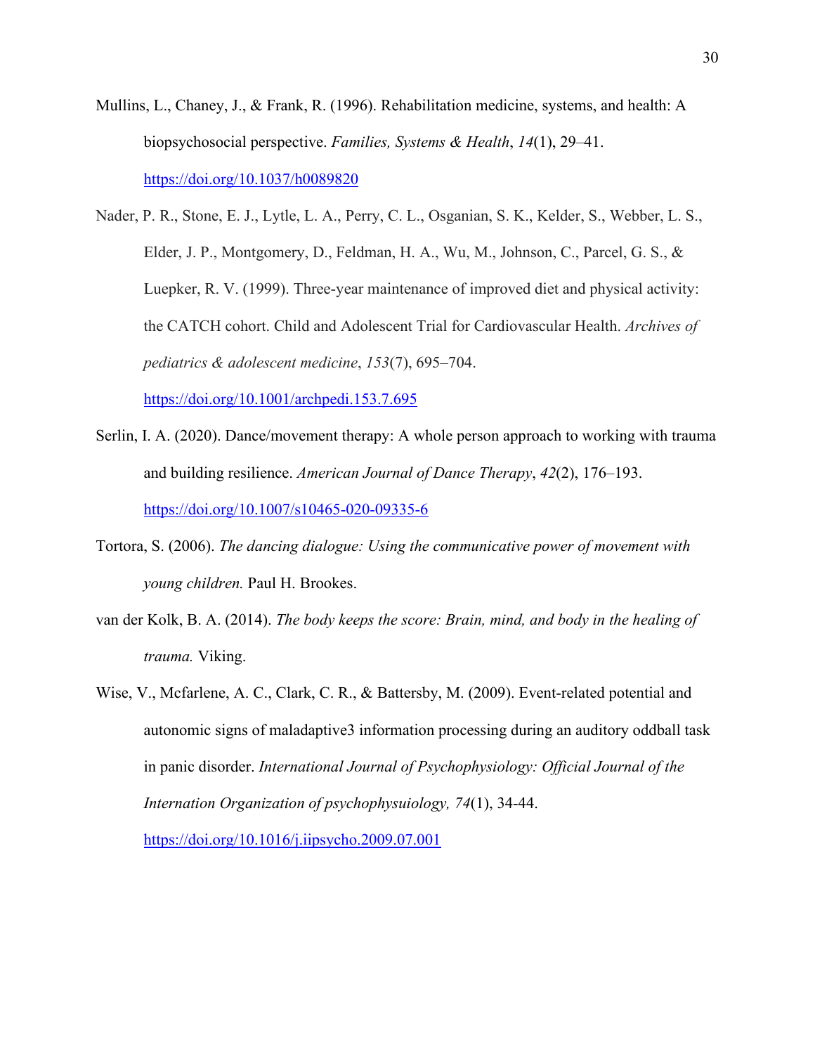Mullins, L., Chaney, J., & Frank, R. (1996). Rehabilitation medicine, systems, and health: A biopsychosocial perspective. *Families, Systems & Health*, *14*(1), 29–41. https://doi.org/10.1037/h0089820

Nader, P. R., Stone, E. J., Lytle, L. A., Perry, C. L., Osganian, S. K., Kelder, S., Webber, L. S., Elder, J. P., Montgomery, D., Feldman, H. A., Wu, M., Johnson, C., Parcel, G. S., & Luepker, R. V. (1999). Three-year maintenance of improved diet and physical activity: the CATCH cohort. Child and Adolescent Trial for Cardiovascular Health. *Archives of pediatrics & adolescent medicine*, *153*(7), 695–704. https://doi.org/10.1001/archpedi.153.7.695

Serlin, I. A. (2020). Dance/movement therapy: A whole person approach to working with trauma and building resilience. *American Journal of Dance Therapy*, *42*(2), 176–193. https://doi.org/10.1007/s10465-020-09335-6

Tortora, S. (2006). *The dancing dialogue: Using the communicative power of movement with young children.* Paul H. Brookes.

van der Kolk, B. A. (2014). *The body keeps the score: Brain, mind, and body in the healing of trauma.* Viking.

Wise, V., Mcfarlene, A. C., Clark, C. R., & Battersby, M. (2009). Event-related potential and autonomic signs of maladaptive3 information processing during an auditory oddball task in panic disorder. *International Journal of Psychophysiology: Official Journal of the Internation Organization of psychophysuiology, 74*(1), 34-44. https://doi.org/10.1016/j.iipsycho.2009.07.001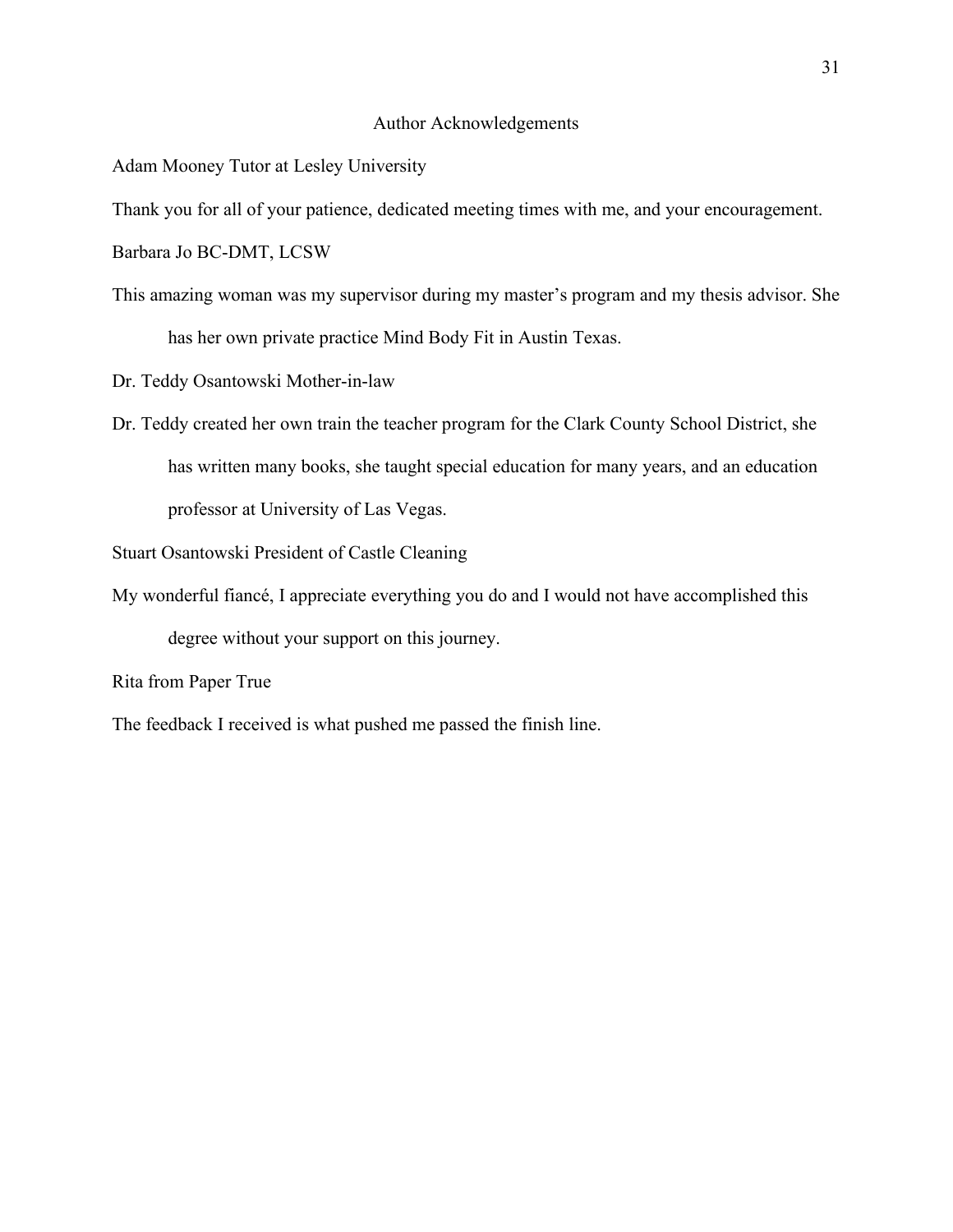# Author Acknowledgements

Adam Mooney Tutor at Lesley University

Thank you for all of your patience, dedicated meeting times with me, and your encouragement.

Barbara Jo BC-DMT, LCSW

This amazing woman was my supervisor during my master's program and my thesis advisor. She has her own private practice Mind Body Fit in Austin Texas.

Dr. Teddy Osantowski Mother-in-law

Dr. Teddy created her own train the teacher program for the Clark County School District, she has written many books, she taught special education for many years, and an education professor at University of Las Vegas.

Stuart Osantowski President of Castle Cleaning

My wonderful fiancé, I appreciate everything you do and I would not have accomplished this degree without your support on this journey.

Rita from Paper True

The feedback I received is what pushed me passed the finish line.